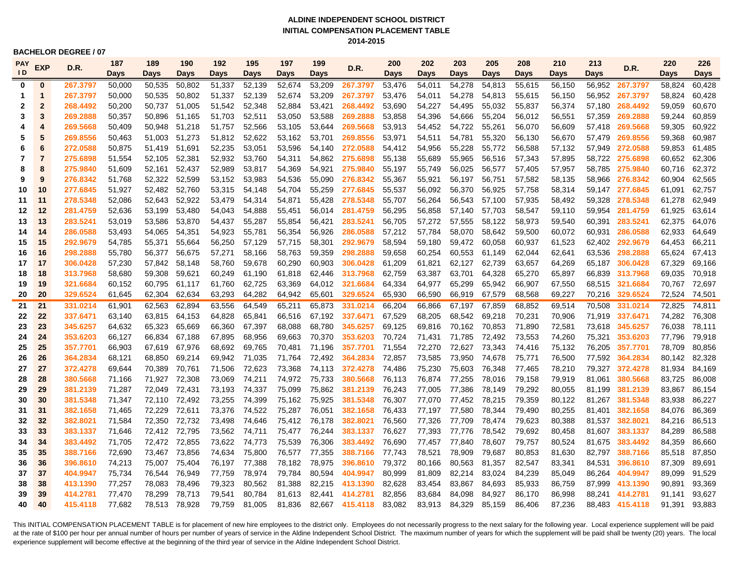**ALDINE INDEPENDENT SCHOOL DISTRICT**
**INITIAL COMPENSATION PLACEMENT TABLE**
**2014-2015**

**BACHELOR DEGREE / 07**

| PAY ID | EXP | D.R. | 187 Days | 189 Days | 190 Days | 192 Days | 195 Days | 197 Days | 199 Days | D.R. | 200 Days | 202 Days | 203 Days | 205 Days | 208 Days | 210 Days | 213 Days | D.R. | 220 Days | 226 Days |
|---|---|---|---|---|---|---|---|---|---|---|---|---|---|---|---|---|---|---|---|---|
| 0 | 0 | 267.3797 | 50,000 | 50,535 | 50,802 | 51,337 | 52,139 | 52,674 | 53,209 | 267.3797 | 53,476 | 54,011 | 54,278 | 54,813 | 55,615 | 56,150 | 56,952 | 267.3797 | 58,824 | 60,428 |
| 1 | 1 | 267.3797 | 50,000 | 50,535 | 50,802 | 51,337 | 52,139 | 52,674 | 53,209 | 267.3797 | 53,476 | 54,011 | 54,278 | 54,813 | 55,615 | 56,150 | 56,952 | 267.3797 | 58,824 | 60,428 |
| 2 | 2 | 268.4492 | 50,200 | 50,737 | 51,005 | 51,542 | 52,348 | 52,884 | 53,421 | 268.4492 | 53,690 | 54,227 | 54,495 | 55,032 | 55,837 | 56,374 | 57,180 | 268.4492 | 59,059 | 60,670 |
| 3 | 3 | 269.2888 | 50,357 | 50,896 | 51,165 | 51,703 | 52,511 | 53,050 | 53,588 | 269.2888 | 53,858 | 54,396 | 54,666 | 55,204 | 56,012 | 56,551 | 57,359 | 269.2888 | 59,244 | 60,859 |
| 4 | 4 | 269.5668 | 50,409 | 50,948 | 51,218 | 51,757 | 52,566 | 53,105 | 53,644 | 269.5668 | 53,913 | 54,452 | 54,722 | 55,261 | 56,070 | 56,609 | 57,418 | 269.5668 | 59,305 | 60,922 |
| 5 | 5 | 269.8556 | 50,463 | 51,003 | 51,273 | 51,812 | 52,622 | 53,162 | 53,701 | 269.8556 | 53,971 | 54,511 | 54,781 | 55,320 | 56,130 | 56,670 | 57,479 | 269.8556 | 59,368 | 60,987 |
| 6 | 6 | 272.0588 | 50,875 | 51,419 | 51,691 | 52,235 | 53,051 | 53,596 | 54,140 | 272.0588 | 54,412 | 54,956 | 55,228 | 55,772 | 56,588 | 57,132 | 57,949 | 272.0588 | 59,853 | 61,485 |
| 7 | 7 | 275.6898 | 51,554 | 52,105 | 52,381 | 52,932 | 53,760 | 54,311 | 54,862 | 275.6898 | 55,138 | 55,689 | 55,965 | 56,516 | 57,343 | 57,895 | 58,722 | 275.6898 | 60,652 | 62,306 |
| 8 | 8 | 275.9840 | 51,609 | 52,161 | 52,437 | 52,989 | 53,817 | 54,369 | 54,921 | 275.9840 | 55,197 | 55,749 | 56,025 | 56,577 | 57,405 | 57,957 | 58,785 | 275.9840 | 60,716 | 62,372 |
| 9 | 9 | 276.8342 | 51,768 | 52,322 | 52,599 | 53,152 | 53,983 | 54,536 | 55,090 | 276.8342 | 55,367 | 55,921 | 56,197 | 56,751 | 57,582 | 58,135 | 58,966 | 276.8342 | 60,904 | 62,565 |
| 10 | 10 | 277.6845 | 51,927 | 52,482 | 52,760 | 53,315 | 54,148 | 54,704 | 55,259 | 277.6845 | 55,537 | 56,092 | 56,370 | 56,925 | 57,758 | 58,314 | 59,147 | 277.6845 | 61,091 | 62,757 |
| 11 | 11 | 278.5348 | 52,086 | 52,643 | 52,922 | 53,479 | 54,314 | 54,871 | 55,428 | 278.5348 | 55,707 | 56,264 | 56,543 | 57,100 | 57,935 | 58,492 | 59,328 | 278.5348 | 61,278 | 62,949 |
| 12 | 12 | 281.4759 | 52,636 | 53,199 | 53,480 | 54,043 | 54,888 | 55,451 | 56,014 | 281.4759 | 56,295 | 56,858 | 57,140 | 57,703 | 58,547 | 59,110 | 59,954 | 281.4759 | 61,925 | 63,614 |
| 13 | 13 | 283.5241 | 53,019 | 53,586 | 53,870 | 54,437 | 55,287 | 55,854 | 56,421 | 283.5241 | 56,705 | 57,272 | 57,555 | 58,122 | 58,973 | 59,540 | 60,391 | 283.5241 | 62,375 | 64,076 |
| 14 | 14 | 286.0588 | 53,493 | 54,065 | 54,351 | 54,923 | 55,781 | 56,354 | 56,926 | 286.0588 | 57,212 | 57,784 | 58,070 | 58,642 | 59,500 | 60,072 | 60,931 | 286.0588 | 62,933 | 64,649 |
| 15 | 15 | 292.9679 | 54,785 | 55,371 | 55,664 | 56,250 | 57,129 | 57,715 | 58,301 | 292.9679 | 58,594 | 59,180 | 59,472 | 60,058 | 60,937 | 61,523 | 62,402 | 292.9679 | 64,453 | 66,211 |
| 16 | 16 | 298.2888 | 55,780 | 56,377 | 56,675 | 57,271 | 58,166 | 58,763 | 59,359 | 298.2888 | 59,658 | 60,254 | 60,553 | 61,149 | 62,044 | 62,641 | 63,536 | 298.2888 | 65,624 | 67,413 |
| 17 | 17 | 306.0428 | 57,230 | 57,842 | 58,148 | 58,760 | 59,678 | 60,290 | 60,903 | 306.0428 | 61,209 | 61,821 | 62,127 | 62,739 | 63,657 | 64,269 | 65,187 | 306.0428 | 67,329 | 69,166 |
| 18 | 18 | 313.7968 | 58,680 | 59,308 | 59,621 | 60,249 | 61,190 | 61,818 | 62,446 | 313.7968 | 62,759 | 63,387 | 63,701 | 64,328 | 65,270 | 65,897 | 66,839 | 313.7968 | 69,035 | 70,918 |
| 19 | 19 | 321.6684 | 60,152 | 60,795 | 61,117 | 61,760 | 62,725 | 63,369 | 64,012 | 321.6684 | 64,334 | 64,977 | 65,299 | 65,942 | 66,907 | 67,550 | 68,515 | 321.6684 | 70,767 | 72,697 |
| 20 | 20 | 329.6524 | 61,645 | 62,304 | 62,634 | 63,293 | 64,282 | 64,942 | 65,601 | 329.6524 | 65,930 | 66,590 | 66,919 | 67,579 | 68,568 | 69,227 | 70,216 | 329.6524 | 72,524 | 74,501 |
| 21 | 21 | 331.0214 | 61,901 | 62,563 | 62,894 | 63,556 | 64,549 | 65,211 | 65,873 | 331.0214 | 66,204 | 66,866 | 67,197 | 67,859 | 68,852 | 69,514 | 70,508 | 331.0214 | 72,825 | 74,811 |
| 22 | 22 | 337.6471 | 63,140 | 63,815 | 64,153 | 64,828 | 65,841 | 66,516 | 67,192 | 337.6471 | 67,529 | 68,205 | 68,542 | 69,218 | 70,231 | 70,906 | 71,919 | 337.6471 | 74,282 | 76,308 |
| 23 | 23 | 345.6257 | 64,632 | 65,323 | 65,669 | 66,360 | 67,397 | 68,088 | 68,780 | 345.6257 | 69,125 | 69,816 | 70,162 | 70,853 | 71,890 | 72,581 | 73,618 | 345.6257 | 76,038 | 78,111 |
| 24 | 24 | 353.6203 | 66,127 | 66,834 | 67,188 | 67,895 | 68,956 | 69,663 | 70,370 | 353.6203 | 70,724 | 71,431 | 71,785 | 72,492 | 73,553 | 74,260 | 75,321 | 353.6203 | 77,796 | 79,918 |
| 25 | 25 | 357.7701 | 66,903 | 67,619 | 67,976 | 68,692 | 69,765 | 70,481 | 71,196 | 357.7701 | 71,554 | 72,270 | 72,627 | 73,343 | 74,416 | 75,132 | 76,205 | 357.7701 | 78,709 | 80,856 |
| 26 | 26 | 364.2834 | 68,121 | 68,850 | 69,214 | 69,942 | 71,035 | 71,764 | 72,492 | 364.2834 | 72,857 | 73,585 | 73,950 | 74,678 | 75,771 | 76,500 | 77,592 | 364.2834 | 80,142 | 82,328 |
| 27 | 27 | 372.4278 | 69,644 | 70,389 | 70,761 | 71,506 | 72,623 | 73,368 | 74,113 | 372.4278 | 74,486 | 75,230 | 75,603 | 76,348 | 77,465 | 78,210 | 79,327 | 372.4278 | 81,934 | 84,169 |
| 28 | 28 | 380.5668 | 71,166 | 71,927 | 72,308 | 73,069 | 74,211 | 74,972 | 75,733 | 380.5668 | 76,113 | 76,874 | 77,255 | 78,016 | 79,158 | 79,919 | 81,061 | 380.5668 | 83,725 | 86,008 |
| 29 | 29 | 381.2139 | 71,287 | 72,049 | 72,431 | 73,193 | 74,337 | 75,099 | 75,862 | 381.2139 | 76,243 | 77,005 | 77,386 | 78,149 | 79,292 | 80,055 | 81,199 | 381.2139 | 83,867 | 86,154 |
| 30 | 30 | 381.5348 | 71,347 | 72,110 | 72,492 | 73,255 | 74,399 | 75,162 | 75,925 | 381.5348 | 76,307 | 77,070 | 77,452 | 78,215 | 79,359 | 80,122 | 81,267 | 381.5348 | 83,938 | 86,227 |
| 31 | 31 | 382.1658 | 71,465 | 72,229 | 72,611 | 73,376 | 74,522 | 75,287 | 76,051 | 382.1658 | 76,433 | 77,197 | 77,580 | 78,344 | 79,490 | 80,255 | 81,401 | 382.1658 | 84,076 | 86,369 |
| 32 | 32 | 382.8021 | 71,584 | 72,350 | 72,732 | 73,498 | 74,646 | 75,412 | 76,178 | 382.8021 | 76,560 | 77,326 | 77,709 | 78,474 | 79,623 | 80,388 | 81,537 | 382.8021 | 84,216 | 86,513 |
| 33 | 33 | 383.1337 | 71,646 | 72,412 | 72,795 | 73,562 | 74,711 | 75,477 | 76,244 | 383.1337 | 76,627 | 77,393 | 77,776 | 78,542 | 79,692 | 80,458 | 81,607 | 383.1337 | 84,289 | 86,588 |
| 34 | 34 | 383.4492 | 71,705 | 72,472 | 72,855 | 73,622 | 74,773 | 75,539 | 76,306 | 383.4492 | 76,690 | 77,457 | 77,840 | 78,607 | 79,757 | 80,524 | 81,675 | 383.4492 | 84,359 | 86,660 |
| 35 | 35 | 388.7166 | 72,690 | 73,467 | 73,856 | 74,634 | 75,800 | 76,577 | 77,355 | 388.7166 | 77,743 | 78,521 | 78,909 | 79,687 | 80,853 | 81,630 | 82,797 | 388.7166 | 85,518 | 87,850 |
| 36 | 36 | 396.8610 | 74,213 | 75,007 | 75,404 | 76,197 | 77,388 | 78,182 | 78,975 | 396.8610 | 79,372 | 80,166 | 80,563 | 81,357 | 82,547 | 83,341 | 84,531 | 396.8610 | 87,309 | 89,691 |
| 37 | 37 | 404.9947 | 75,734 | 76,544 | 76,949 | 77,759 | 78,974 | 79,784 | 80,594 | 404.9947 | 80,999 | 81,809 | 82,214 | 83,024 | 84,239 | 85,049 | 86,264 | 404.9947 | 89,099 | 91,529 |
| 38 | 38 | 413.1390 | 77,257 | 78,083 | 78,496 | 79,323 | 80,562 | 81,388 | 82,215 | 413.1390 | 82,628 | 83,454 | 83,867 | 84,693 | 85,933 | 86,759 | 87,999 | 413.1390 | 90,891 | 93,369 |
| 39 | 39 | 414.2781 | 77,470 | 78,299 | 78,713 | 79,541 | 80,784 | 81,613 | 82,441 | 414.2781 | 82,856 | 83,684 | 84,098 | 84,927 | 86,170 | 86,998 | 88,241 | 414.2781 | 91,141 | 93,627 |
| 40 | 40 | 415.4118 | 77,682 | 78,513 | 78,928 | 79,759 | 81,005 | 81,836 | 82,667 | 415.4118 | 83,082 | 83,913 | 84,329 | 85,159 | 86,406 | 87,236 | 88,483 | 415.4118 | 91,391 | 93,883 |

This INITIAL COMPENSATION PLACEMENT TABLE is for placement of new hire employees to the district only. Employees do not necessarily progress to the next salary for the following year. Local experience supplement will be paid at the rate of $100 per hour per annual number of hours per number of years of service in the Aldine Independent School District. The maximum number of years for which the supplement will be paid shall be twenty (20) years. The local experience supplement will become effective at the beginning of the third year of service in the Aldine Independent School District.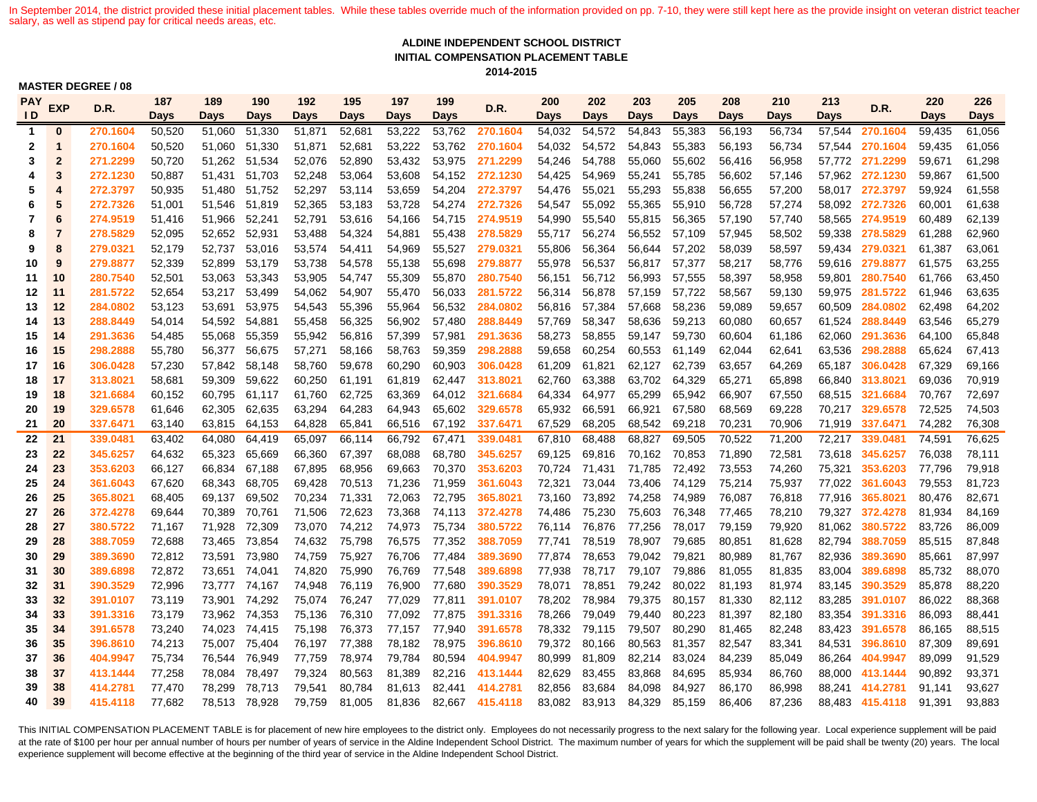In September 2014, the district provided these initial placement tables. While these tables override much of the information provided on pp. 7-10, they were still kept here as the provide insight on veteran district teacher salary, as well as stipend pay for critical needs areas, etc.

## ALDINE INDEPENDENT SCHOOL DISTRICT
## INITIAL COMPENSATION PLACEMENT TABLE
## 2014-2015

**MASTER DEGREE / 08**

| PAY ID | EXP | D.R. | 187 Days | 189 Days | 190 Days | 192 Days | 195 Days | 197 Days | 199 Days | D.R. | 200 Days | 202 Days | 203 Days | 205 Days | 208 Days | 210 Days | 213 Days | D.R. | 220 Days | 226 Days |
|---|---|---|---|---|---|---|---|---|---|---|---|---|---|---|---|---|---|---|---|---|
| 1 | 0 | 270.1604 | 50,520 | 51,060 | 51,330 | 51,871 | 52,681 | 53,222 | 53,762 | 270.1604 | 54,032 | 54,572 | 54,843 | 55,383 | 56,193 | 56,734 | 57,544 | 270.1604 | 59,435 | 61,056 |
| 2 | 1 | 270.1604 | 50,520 | 51,060 | 51,330 | 51,871 | 52,681 | 53,222 | 53,762 | 270.1604 | 54,032 | 54,572 | 54,843 | 55,383 | 56,193 | 56,734 | 57,544 | 270.1604 | 59,435 | 61,056 |
| 3 | 2 | 271.2299 | 50,720 | 51,262 | 51,534 | 52,076 | 52,890 | 53,432 | 53,975 | 271.2299 | 54,246 | 54,788 | 55,060 | 55,602 | 56,416 | 56,958 | 57,772 | 271.2299 | 59,671 | 61,298 |
| 4 | 3 | 272.1230 | 50,887 | 51,431 | 51,703 | 52,248 | 53,064 | 53,608 | 54,152 | 272.1230 | 54,425 | 54,969 | 55,241 | 55,785 | 56,602 | 57,146 | 57,962 | 272.1230 | 59,867 | 61,500 |
| 5 | 4 | 272.3797 | 50,935 | 51,480 | 51,752 | 52,297 | 53,114 | 53,659 | 54,204 | 272.3797 | 54,476 | 55,021 | 55,293 | 55,838 | 56,655 | 57,200 | 58,017 | 272.3797 | 59,924 | 61,558 |
| 6 | 5 | 272.7326 | 51,001 | 51,546 | 51,819 | 52,365 | 53,183 | 53,728 | 54,274 | 272.7326 | 54,547 | 55,092 | 55,365 | 55,910 | 56,728 | 57,274 | 58,092 | 272.7326 | 60,001 | 61,638 |
| 7 | 6 | 274.9519 | 51,416 | 51,966 | 52,241 | 52,791 | 53,616 | 54,166 | 54,715 | 274.9519 | 54,990 | 55,540 | 55,815 | 56,365 | 57,190 | 57,740 | 58,565 | 274.9519 | 60,489 | 62,139 |
| 8 | 7 | 278.5829 | 52,095 | 52,652 | 52,931 | 53,488 | 54,324 | 54,881 | 55,438 | 278.5829 | 55,717 | 56,274 | 56,552 | 57,109 | 57,945 | 58,502 | 59,338 | 278.5829 | 61,288 | 62,960 |
| 9 | 8 | 279.0321 | 52,179 | 52,737 | 53,016 | 53,574 | 54,411 | 54,969 | 55,527 | 279.0321 | 55,806 | 56,364 | 56,644 | 57,202 | 58,039 | 58,597 | 59,434 | 279.0321 | 61,387 | 63,061 |
| 10 | 9 | 279.8877 | 52,339 | 52,899 | 53,179 | 53,738 | 54,578 | 55,138 | 55,698 | 279.8877 | 55,978 | 56,537 | 56,817 | 57,377 | 58,217 | 58,776 | 59,616 | 279.8877 | 61,575 | 63,255 |
| 11 | 10 | 280.7540 | 52,501 | 53,063 | 53,343 | 53,905 | 54,747 | 55,309 | 55,870 | 280.7540 | 56,151 | 56,712 | 56,993 | 57,555 | 58,397 | 58,958 | 59,801 | 280.7540 | 61,766 | 63,450 |
| 12 | 11 | 281.5722 | 52,654 | 53,217 | 53,499 | 54,062 | 54,907 | 55,470 | 56,033 | 281.5722 | 56,314 | 56,878 | 57,159 | 57,722 | 58,567 | 59,130 | 59,975 | 281.5722 | 61,946 | 63,635 |
| 13 | 12 | 284.0802 | 53,123 | 53,691 | 53,975 | 54,543 | 55,396 | 55,964 | 56,532 | 284.0802 | 56,816 | 57,384 | 57,668 | 58,236 | 59,089 | 59,657 | 60,509 | 284.0802 | 62,498 | 64,202 |
| 14 | 13 | 288.8449 | 54,014 | 54,592 | 54,881 | 55,458 | 56,325 | 56,902 | 57,480 | 288.8449 | 57,769 | 58,347 | 58,636 | 59,213 | 60,080 | 60,657 | 61,524 | 288.8449 | 63,546 | 65,279 |
| 15 | 14 | 291.3636 | 54,485 | 55,068 | 55,359 | 55,942 | 56,816 | 57,399 | 57,981 | 291.3636 | 58,273 | 58,855 | 59,147 | 59,730 | 60,604 | 61,186 | 62,060 | 291.3636 | 64,100 | 65,848 |
| 16 | 15 | 298.2888 | 55,780 | 56,377 | 56,675 | 57,271 | 58,166 | 58,763 | 59,359 | 298.2888 | 59,658 | 60,254 | 60,553 | 61,149 | 62,044 | 62,641 | 63,536 | 298.2888 | 65,624 | 67,413 |
| 17 | 16 | 306.0428 | 57,230 | 57,842 | 58,148 | 58,760 | 59,678 | 60,290 | 60,903 | 306.0428 | 61,209 | 61,821 | 62,127 | 62,739 | 63,657 | 64,269 | 65,187 | 306.0428 | 67,329 | 69,166 |
| 18 | 17 | 313.8021 | 58,681 | 59,309 | 59,622 | 60,250 | 61,191 | 61,819 | 62,447 | 313.8021 | 62,760 | 63,388 | 63,702 | 64,329 | 65,271 | 65,898 | 66,840 | 313.8021 | 69,036 | 70,919 |
| 19 | 18 | 321.6684 | 60,152 | 60,795 | 61,117 | 61,760 | 62,725 | 63,369 | 64,012 | 321.6684 | 64,334 | 64,977 | 65,299 | 65,942 | 66,907 | 67,550 | 68,515 | 321.6684 | 70,767 | 72,697 |
| 20 | 19 | 329.6578 | 61,646 | 62,305 | 62,635 | 63,294 | 64,283 | 64,943 | 65,602 | 329.6578 | 65,932 | 66,591 | 66,921 | 67,580 | 68,569 | 69,228 | 70,217 | 329.6578 | 72,525 | 74,503 |
| 21 | 20 | 337.6471 | 63,140 | 63,815 | 64,153 | 64,828 | 65,841 | 66,516 | 67,192 | 337.6471 | 67,529 | 68,205 | 68,542 | 69,218 | 70,231 | 70,906 | 71,919 | 337.6471 | 74,282 | 76,308 |
| 22 | 21 | 339.0481 | 63,402 | 64,080 | 64,419 | 65,097 | 66,114 | 66,792 | 67,471 | 339.0481 | 67,810 | 68,488 | 68,827 | 69,505 | 70,522 | 71,200 | 72,217 | 339.0481 | 74,591 | 76,625 |
| 23 | 22 | 345.6257 | 64,632 | 65,323 | 65,669 | 66,360 | 67,397 | 68,088 | 68,780 | 345.6257 | 69,125 | 69,816 | 70,162 | 70,853 | 71,890 | 72,581 | 73,618 | 345.6257 | 76,038 | 78,111 |
| 24 | 23 | 353.6203 | 66,127 | 66,834 | 67,188 | 67,895 | 68,956 | 69,663 | 70,370 | 353.6203 | 70,724 | 71,431 | 71,785 | 72,492 | 73,553 | 74,260 | 75,321 | 353.6203 | 77,796 | 79,918 |
| 25 | 24 | 361.6043 | 67,620 | 68,343 | 68,705 | 69,428 | 70,513 | 71,236 | 71,959 | 361.6043 | 72,321 | 73,044 | 73,406 | 74,129 | 75,214 | 75,937 | 77,022 | 361.6043 | 79,553 | 81,723 |
| 26 | 25 | 365.8021 | 68,405 | 69,137 | 69,502 | 70,234 | 71,331 | 72,063 | 72,795 | 365.8021 | 73,160 | 73,892 | 74,258 | 74,989 | 76,087 | 76,818 | 77,916 | 365.8021 | 80,476 | 82,671 |
| 27 | 26 | 372.4278 | 69,644 | 70,389 | 70,761 | 71,506 | 72,623 | 73,368 | 74,113 | 372.4278 | 74,486 | 75,230 | 75,603 | 76,348 | 77,465 | 78,210 | 79,327 | 372.4278 | 81,934 | 84,169 |
| 28 | 27 | 380.5722 | 71,167 | 71,928 | 72,309 | 73,070 | 74,212 | 74,973 | 75,734 | 380.5722 | 76,114 | 76,876 | 77,256 | 78,017 | 79,159 | 79,920 | 81,062 | 380.5722 | 83,726 | 86,009 |
| 29 | 28 | 388.7059 | 72,688 | 73,465 | 73,854 | 74,632 | 75,798 | 76,575 | 77,352 | 388.7059 | 77,741 | 78,519 | 78,907 | 79,685 | 80,851 | 81,628 | 82,794 | 388.7059 | 85,515 | 87,848 |
| 30 | 29 | 389.3690 | 72,812 | 73,591 | 73,980 | 74,759 | 75,927 | 76,706 | 77,484 | 389.3690 | 77,874 | 78,653 | 79,042 | 79,821 | 80,989 | 81,767 | 82,936 | 389.3690 | 85,661 | 87,997 |
| 31 | 30 | 389.6898 | 72,872 | 73,651 | 74,041 | 74,820 | 75,990 | 76,769 | 77,548 | 389.6898 | 77,938 | 78,717 | 79,107 | 79,886 | 81,055 | 81,835 | 83,004 | 389.6898 | 85,732 | 88,070 |
| 32 | 31 | 390.3529 | 72,996 | 73,777 | 74,167 | 74,948 | 76,119 | 76,900 | 77,680 | 390.3529 | 78,071 | 78,851 | 79,242 | 80,022 | 81,193 | 81,974 | 83,145 | 390.3529 | 85,878 | 88,220 |
| 33 | 32 | 391.0107 | 73,119 | 73,901 | 74,292 | 75,074 | 76,247 | 77,029 | 77,811 | 391.0107 | 78,202 | 78,984 | 79,375 | 80,157 | 81,330 | 82,112 | 83,285 | 391.0107 | 86,022 | 88,368 |
| 34 | 33 | 391.3316 | 73,179 | 73,962 | 74,353 | 75,136 | 76,310 | 77,092 | 77,875 | 391.3316 | 78,266 | 79,049 | 79,440 | 80,223 | 81,397 | 82,180 | 83,354 | 391.3316 | 86,093 | 88,441 |
| 35 | 34 | 391.6578 | 73,240 | 74,023 | 74,415 | 75,198 | 76,373 | 77,157 | 77,940 | 391.6578 | 78,332 | 79,115 | 79,507 | 80,290 | 81,465 | 82,248 | 83,423 | 391.6578 | 86,165 | 88,515 |
| 36 | 35 | 396.8610 | 74,213 | 75,007 | 75,404 | 76,197 | 77,388 | 78,182 | 78,975 | 396.8610 | 79,372 | 80,166 | 80,563 | 81,357 | 82,547 | 83,341 | 84,531 | 396.8610 | 87,309 | 89,691 |
| 37 | 36 | 404.9947 | 75,734 | 76,544 | 76,949 | 77,759 | 78,974 | 79,784 | 80,594 | 404.9947 | 80,999 | 81,809 | 82,214 | 83,024 | 84,239 | 85,049 | 86,264 | 404.9947 | 89,099 | 91,529 |
| 38 | 37 | 413.1444 | 77,258 | 78,084 | 78,497 | 79,324 | 80,563 | 81,389 | 82,216 | 413.1444 | 82,629 | 83,455 | 83,868 | 84,695 | 85,934 | 86,760 | 88,000 | 413.1444 | 90,892 | 93,371 |
| 39 | 38 | 414.2781 | 77,470 | 78,299 | 78,713 | 79,541 | 80,784 | 81,613 | 82,441 | 414.2781 | 82,856 | 83,684 | 84,098 | 84,927 | 86,170 | 86,998 | 88,241 | 414.2781 | 91,141 | 93,627 |
| 40 | 39 | 415.4118 | 77,682 | 78,513 | 78,928 | 79,759 | 81,005 | 81,836 | 82,667 | 415.4118 | 83,082 | 83,913 | 84,329 | 85,159 | 86,406 | 87,236 | 88,483 | 415.4118 | 91,391 | 93,883 |

This INITIAL COMPENSATION PLACEMENT TABLE is for placement of new hire employees to the district only. Employees do not necessarily progress to the next salary for the following year. Local experience supplement will be paid at the rate of $100 per hour per annual number of hours per number of years of service in the Aldine Independent School District. The maximum number of years for which the supplement will be paid shall be twenty (20) years. The local experience supplement will become effective at the beginning of the third year of service in the Aldine Independent School District.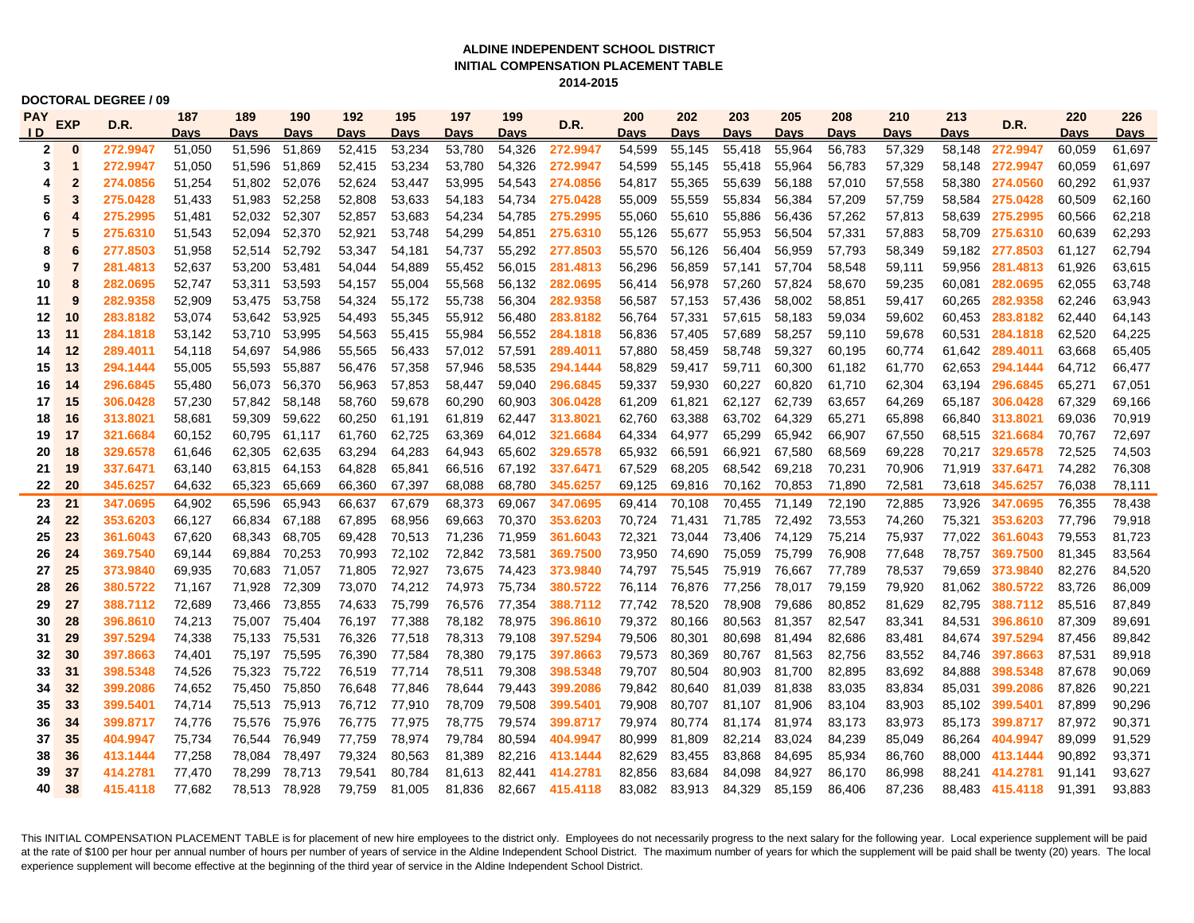**ALDINE INDEPENDENT SCHOOL DISTRICT**
**INITIAL COMPENSATION PLACEMENT TABLE**
**2014-2015**

**DOCTORAL DEGREE / 09**

| PAY ID | EXP | D.R. | 187 Days | 189 Days | 190 Days | 192 Days | 195 Days | 197 Days | 199 Days | D.R. | 200 Days | 202 Days | 203 Days | 205 Days | 208 Days | 210 Days | 213 Days | D.R. | 220 Days | 226 Days |
|---|---|---|---|---|---|---|---|---|---|---|---|---|---|---|---|---|---|---|---|---|
| 2 | 0 | 272.9947 | 51,050 | 51,596 | 51,869 | 52,415 | 53,234 | 53,780 | 54,326 | 272.9947 | 54,599 | 55,145 | 55,418 | 55,964 | 56,783 | 57,329 | 58,148 | 272.9947 | 60,059 | 61,697 |
| 3 | 1 | 272.9947 | 51,050 | 51,596 | 51,869 | 52,415 | 53,234 | 53,780 | 54,326 | 272.9947 | 54,599 | 55,145 | 55,418 | 55,964 | 56,783 | 57,329 | 58,148 | 272.9947 | 60,059 | 61,697 |
| 4 | 2 | 274.0856 | 51,254 | 51,802 | 52,076 | 52,624 | 53,447 | 53,995 | 54,543 | 274.0856 | 54,817 | 55,365 | 55,639 | 56,188 | 57,010 | 57,558 | 58,380 | 274.0560 | 60,292 | 61,937 |
| 5 | 3 | 275.0428 | 51,433 | 51,983 | 52,258 | 52,808 | 53,633 | 54,183 | 54,734 | 275.0428 | 55,009 | 55,559 | 55,834 | 56,384 | 57,209 | 57,759 | 58,584 | 275.0428 | 60,509 | 62,160 |
| 6 | 4 | 275.2995 | 51,481 | 52,032 | 52,307 | 52,857 | 53,683 | 54,234 | 54,785 | 275.2995 | 55,060 | 55,610 | 55,886 | 56,436 | 57,262 | 57,813 | 58,639 | 275.2995 | 60,566 | 62,218 |
| 7 | 5 | 275.6310 | 51,543 | 52,094 | 52,370 | 52,921 | 53,748 | 54,299 | 54,851 | 275.6310 | 55,126 | 55,677 | 55,953 | 56,504 | 57,331 | 57,883 | 58,709 | 275.6310 | 60,639 | 62,293 |
| 8 | 6 | 277.8503 | 51,958 | 52,514 | 52,792 | 53,347 | 54,181 | 54,737 | 55,292 | 277.8503 | 55,570 | 56,126 | 56,404 | 56,959 | 57,793 | 58,349 | 59,182 | 277.8503 | 61,127 | 62,794 |
| 9 | 7 | 281.4813 | 52,637 | 53,200 | 53,481 | 54,044 | 54,889 | 55,452 | 56,015 | 281.4813 | 56,296 | 56,859 | 57,141 | 57,704 | 58,548 | 59,111 | 59,956 | 281.4813 | 61,926 | 63,615 |
| 10 | 8 | 282.0695 | 52,747 | 53,311 | 53,593 | 54,157 | 55,004 | 55,568 | 56,132 | 282.0695 | 56,414 | 56,978 | 57,260 | 57,824 | 58,670 | 59,235 | 60,081 | 282.0695 | 62,055 | 63,748 |
| 11 | 9 | 282.9358 | 52,909 | 53,475 | 53,758 | 54,324 | 55,172 | 55,738 | 56,304 | 282.9358 | 56,587 | 57,153 | 57,436 | 58,002 | 58,851 | 59,417 | 60,265 | 282.9358 | 62,246 | 63,943 |
| 12 | 10 | 283.8182 | 53,074 | 53,642 | 53,925 | 54,493 | 55,345 | 55,912 | 56,480 | 283.8182 | 56,764 | 57,331 | 57,615 | 58,183 | 59,034 | 59,602 | 60,453 | 283.8182 | 62,440 | 64,143 |
| 13 | 11 | 284.1818 | 53,142 | 53,710 | 53,995 | 54,563 | 55,415 | 55,984 | 56,552 | 284.1818 | 56,836 | 57,405 | 57,689 | 58,257 | 59,110 | 59,678 | 60,531 | 284.1818 | 62,520 | 64,225 |
| 14 | 12 | 289.4011 | 54,118 | 54,697 | 54,986 | 55,565 | 56,433 | 57,012 | 57,591 | 289.4011 | 57,880 | 58,459 | 58,748 | 59,327 | 60,195 | 60,774 | 61,642 | 289.4011 | 63,668 | 65,405 |
| 15 | 13 | 294.1444 | 55,005 | 55,593 | 55,887 | 56,476 | 57,358 | 57,946 | 58,535 | 294.1444 | 58,829 | 59,417 | 59,711 | 60,300 | 61,182 | 61,770 | 62,653 | 294.1444 | 64,712 | 66,477 |
| 16 | 14 | 296.6845 | 55,480 | 56,073 | 56,370 | 56,963 | 57,853 | 58,447 | 59,040 | 296.6845 | 59,337 | 59,930 | 60,227 | 60,820 | 61,710 | 62,304 | 63,194 | 296.6845 | 65,271 | 67,051 |
| 17 | 15 | 306.0428 | 57,230 | 57,842 | 58,148 | 58,760 | 59,678 | 60,290 | 60,903 | 306.0428 | 61,209 | 61,821 | 62,127 | 62,739 | 63,657 | 64,269 | 65,187 | 306.0428 | 67,329 | 69,166 |
| 18 | 16 | 313.8021 | 58,681 | 59,309 | 59,622 | 60,250 | 61,191 | 61,819 | 62,447 | 313.8021 | 62,760 | 63,388 | 63,702 | 64,329 | 65,271 | 65,898 | 66,840 | 313.8021 | 69,036 | 70,919 |
| 19 | 17 | 321.6684 | 60,152 | 60,795 | 61,117 | 61,760 | 62,725 | 63,369 | 64,012 | 321.6684 | 64,334 | 64,977 | 65,299 | 65,942 | 66,907 | 67,550 | 68,515 | 321.6684 | 70,767 | 72,697 |
| 20 | 18 | 329.6578 | 61,646 | 62,305 | 62,635 | 63,294 | 64,283 | 64,943 | 65,602 | 329.6578 | 65,932 | 66,591 | 66,921 | 67,580 | 68,569 | 69,228 | 70,217 | 329.6578 | 72,525 | 74,503 |
| 21 | 19 | 337.6471 | 63,140 | 63,815 | 64,153 | 64,828 | 65,841 | 66,516 | 67,192 | 337.6471 | 67,529 | 68,205 | 68,542 | 69,218 | 70,231 | 70,906 | 71,919 | 337.6471 | 74,282 | 76,308 |
| 22 | 20 | 345.6257 | 64,632 | 65,323 | 65,669 | 66,360 | 67,397 | 68,088 | 68,780 | 345.6257 | 69,125 | 69,816 | 70,162 | 70,853 | 71,890 | 72,581 | 73,618 | 345.6257 | 76,038 | 78,111 |
| 23 | 21 | 347.0695 | 64,902 | 65,596 | 65,943 | 66,637 | 67,679 | 68,373 | 69,067 | 347.0695 | 69,414 | 70,108 | 70,455 | 71,149 | 72,190 | 72,885 | 73,926 | 347.0695 | 76,355 | 78,438 |
| 24 | 22 | 353.6203 | 66,127 | 66,834 | 67,188 | 67,895 | 68,956 | 69,663 | 70,370 | 353.6203 | 70,724 | 71,431 | 71,785 | 72,492 | 73,553 | 74,260 | 75,321 | 353.6203 | 77,796 | 79,918 |
| 25 | 23 | 361.6043 | 67,620 | 68,343 | 68,705 | 69,428 | 70,513 | 71,236 | 71,959 | 361.6043 | 72,321 | 73,044 | 73,406 | 74,129 | 75,214 | 75,937 | 77,022 | 361.6043 | 79,553 | 81,723 |
| 26 | 24 | 369.7540 | 69,144 | 69,884 | 70,253 | 70,993 | 72,102 | 72,842 | 73,581 | 369.7500 | 73,950 | 74,690 | 75,059 | 75,799 | 76,908 | 77,648 | 78,757 | 369.7500 | 81,345 | 83,564 |
| 27 | 25 | 373.9840 | 69,935 | 70,683 | 71,057 | 71,805 | 72,927 | 73,675 | 74,423 | 373.9840 | 74,797 | 75,545 | 75,919 | 76,667 | 77,789 | 78,537 | 79,659 | 373.9840 | 82,276 | 84,520 |
| 28 | 26 | 380.5722 | 71,167 | 71,928 | 72,309 | 73,070 | 74,212 | 74,973 | 75,734 | 380.5722 | 76,114 | 76,876 | 77,256 | 78,017 | 79,159 | 79,920 | 81,062 | 380.5722 | 83,726 | 86,009 |
| 29 | 27 | 388.7112 | 72,689 | 73,466 | 73,855 | 74,633 | 75,799 | 76,576 | 77,354 | 388.7112 | 77,742 | 78,520 | 78,908 | 79,686 | 80,852 | 81,629 | 82,795 | 388.7112 | 85,516 | 87,849 |
| 30 | 28 | 396.8610 | 74,213 | 75,007 | 75,404 | 76,197 | 77,388 | 78,182 | 78,975 | 396.8610 | 79,372 | 80,166 | 80,563 | 81,357 | 82,547 | 83,341 | 84,531 | 396.8610 | 87,309 | 89,691 |
| 31 | 29 | 397.5294 | 74,338 | 75,133 | 75,531 | 76,326 | 77,518 | 78,313 | 79,108 | 397.5294 | 79,506 | 80,301 | 80,698 | 81,494 | 82,686 | 83,481 | 84,674 | 397.5294 | 87,456 | 89,842 |
| 32 | 30 | 397.8663 | 74,401 | 75,197 | 75,595 | 76,390 | 77,584 | 78,380 | 79,175 | 397.8663 | 79,573 | 80,369 | 80,767 | 81,563 | 82,756 | 83,552 | 84,746 | 397.8663 | 87,531 | 89,918 |
| 33 | 31 | 398.5348 | 74,526 | 75,323 | 75,722 | 76,519 | 77,714 | 78,511 | 79,308 | 398.5348 | 79,707 | 80,504 | 80,903 | 81,700 | 82,895 | 83,692 | 84,888 | 398.5348 | 87,678 | 90,069 |
| 34 | 32 | 399.2086 | 74,652 | 75,450 | 75,850 | 76,648 | 77,846 | 78,644 | 79,443 | 399.2086 | 79,842 | 80,640 | 81,039 | 81,838 | 83,035 | 83,834 | 85,031 | 399.2086 | 87,826 | 90,221 |
| 35 | 33 | 399.5401 | 74,714 | 75,513 | 75,913 | 76,712 | 77,910 | 78,709 | 79,508 | 399.5401 | 79,908 | 80,707 | 81,107 | 81,906 | 83,104 | 83,903 | 85,102 | 399.5401 | 87,899 | 90,296 |
| 36 | 34 | 399.8717 | 74,776 | 75,576 | 75,976 | 76,775 | 77,975 | 78,775 | 79,574 | 399.8717 | 79,974 | 80,774 | 81,174 | 81,974 | 83,173 | 83,973 | 85,173 | 399.8717 | 87,972 | 90,371 |
| 37 | 35 | 404.9947 | 75,734 | 76,544 | 76,949 | 77,759 | 78,974 | 79,784 | 80,594 | 404.9947 | 80,999 | 81,809 | 82,214 | 83,024 | 84,239 | 85,049 | 86,264 | 404.9947 | 89,099 | 91,529 |
| 38 | 36 | 413.1444 | 77,258 | 78,084 | 78,497 | 79,324 | 80,563 | 81,389 | 82,216 | 413.1444 | 82,629 | 83,455 | 83,868 | 84,695 | 85,934 | 86,760 | 88,000 | 413.1444 | 90,892 | 93,371 |
| 39 | 37 | 414.2781 | 77,470 | 78,299 | 78,713 | 79,541 | 80,784 | 81,613 | 82,441 | 414.2781 | 82,856 | 83,684 | 84,098 | 84,927 | 86,170 | 86,998 | 88,241 | 414.2781 | 91,141 | 93,627 |
| 40 | 38 | 415.4118 | 77,682 | 78,513 | 78,928 | 79,759 | 81,005 | 81,836 | 82,667 | 415.4118 | 83,082 | 83,913 | 84,329 | 85,159 | 86,406 | 87,236 | 88,483 | 415.4118 | 91,391 | 93,883 |

This INITIAL COMPENSATION PLACEMENT TABLE is for placement of new hire employees to the district only. Employees do not necessarily progress to the next salary for the following year. Local experience supplement will be paid at the rate of $100 per hour per annual number of hours per number of years of service in the Aldine Independent School District. The maximum number of years for which the supplement will be paid shall be twenty (20) years. The local experience supplement will become effective at the beginning of the third year of service in the Aldine Independent School District.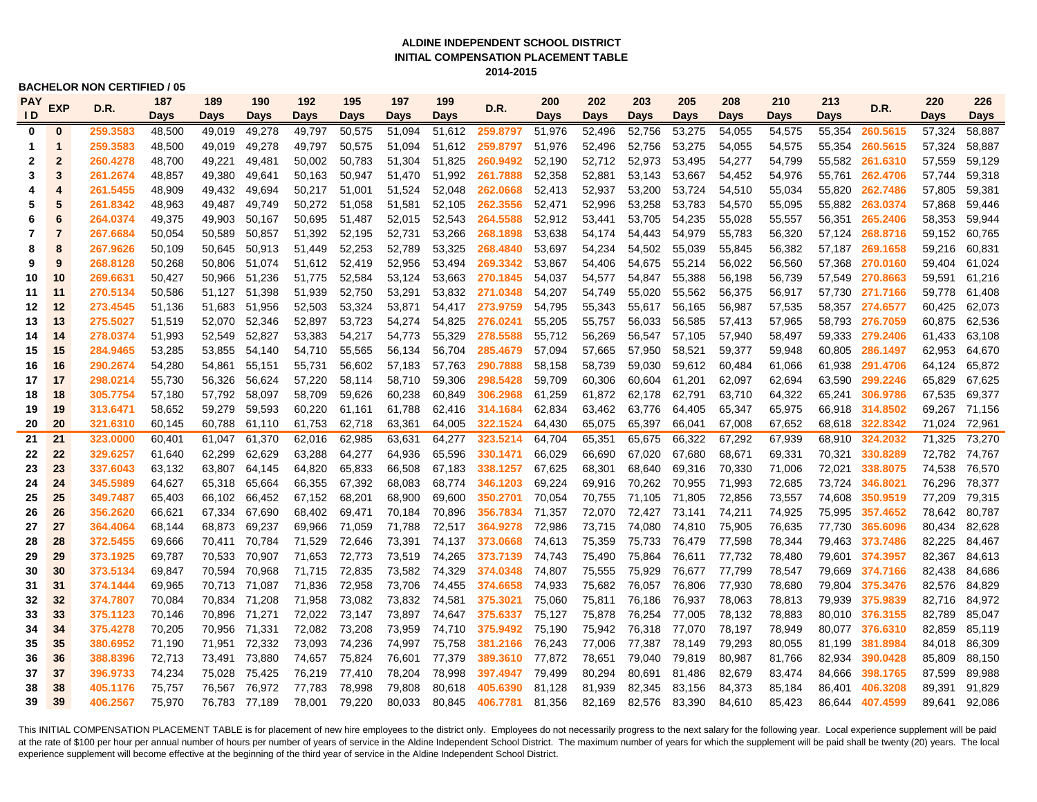# ALDINE INDEPENDENT SCHOOL DISTRICT
## INITIAL COMPENSATION PLACEMENT TABLE
### 2014-2015

**BACHELOR NON CERTIFIED / 05**

| PAY ID | EXP | D.R. | 187 Days | 189 Days | 190 Days | 192 Days | 195 Days | 197 Days | 199 Days | D.R. | 200 Days | 202 Days | 203 Days | 205 Days | 208 Days | 210 Days | 213 Days | D.R. | 220 Days | 226 Days |
|---|---|---|---|---|---|---|---|---|---|---|---|---|---|---|---|---|---|---|---|---|
| 0 | 0 | 259.3583 | 48,500 | 49,019 | 49,278 | 49,797 | 50,575 | 51,094 | 51,612 | 259.8797 | 51,976 | 52,496 | 52,756 | 53,275 | 54,055 | 54,575 | 55,354 | 260.5615 | 57,324 | 58,887 |
| 1 | 1 | 259.3583 | 48,500 | 49,019 | 49,278 | 49,797 | 50,575 | 51,094 | 51,612 | 259.8797 | 51,976 | 52,496 | 52,756 | 53,275 | 54,055 | 54,575 | 55,354 | 260.5615 | 57,324 | 58,887 |
| 2 | 2 | 260.4278 | 48,700 | 49,221 | 49,481 | 50,002 | 50,783 | 51,304 | 51,825 | 260.9492 | 52,190 | 52,712 | 52,973 | 53,495 | 54,277 | 54,799 | 55,582 | 261.6310 | 57,559 | 59,129 |
| 3 | 3 | 261.2674 | 48,857 | 49,380 | 49,641 | 50,163 | 50,947 | 51,470 | 51,992 | 261.7888 | 52,358 | 52,881 | 53,143 | 53,667 | 54,452 | 54,976 | 55,761 | 262.4706 | 57,744 | 59,318 |
| 4 | 4 | 261.5455 | 48,909 | 49,432 | 49,694 | 50,217 | 51,001 | 51,524 | 52,048 | 262.0668 | 52,413 | 52,937 | 53,200 | 53,724 | 54,510 | 55,034 | 55,820 | 262.7486 | 57,805 | 59,381 |
| 5 | 5 | 261.8342 | 48,963 | 49,487 | 49,749 | 50,272 | 51,058 | 51,581 | 52,105 | 262.3556 | 52,471 | 52,996 | 53,258 | 53,783 | 54,570 | 55,095 | 55,882 | 263.0374 | 57,868 | 59,446 |
| 6 | 6 | 264.0374 | 49,375 | 49,903 | 50,167 | 50,695 | 51,487 | 52,015 | 52,543 | 264.5588 | 52,912 | 53,441 | 53,705 | 54,235 | 55,028 | 55,557 | 56,351 | 265.2406 | 58,353 | 59,944 |
| 7 | 7 | 267.6684 | 50,054 | 50,589 | 50,857 | 51,392 | 52,195 | 52,731 | 53,266 | 268.1898 | 53,638 | 54,174 | 54,443 | 54,979 | 55,783 | 56,320 | 57,124 | 268.8716 | 59,152 | 60,765 |
| 8 | 8 | 267.9626 | 50,109 | 50,645 | 50,913 | 51,449 | 52,253 | 52,789 | 53,325 | 268.4840 | 53,697 | 54,234 | 54,502 | 55,039 | 55,845 | 56,382 | 57,187 | 269.1658 | 59,216 | 60,831 |
| 9 | 9 | 268.8128 | 50,268 | 50,806 | 51,074 | 51,612 | 52,419 | 52,956 | 53,494 | 269.3342 | 53,867 | 54,406 | 54,675 | 55,214 | 56,022 | 56,560 | 57,368 | 270.0160 | 59,404 | 61,024 |
| 10 | 10 | 269.6631 | 50,427 | 50,966 | 51,236 | 51,775 | 52,584 | 53,124 | 53,663 | 270.1845 | 54,037 | 54,577 | 54,847 | 55,388 | 56,198 | 56,739 | 57,549 | 270.8663 | 59,591 | 61,216 |
| 11 | 11 | 270.5134 | 50,586 | 51,127 | 51,398 | 51,939 | 52,750 | 53,291 | 53,832 | 271.0348 | 54,207 | 54,749 | 55,020 | 55,562 | 56,375 | 56,917 | 57,730 | 271.7166 | 59,778 | 61,408 |
| 12 | 12 | 273.4545 | 51,136 | 51,683 | 51,956 | 52,503 | 53,324 | 53,871 | 54,417 | 273.9759 | 54,795 | 55,343 | 55,617 | 56,165 | 56,987 | 57,535 | 58,357 | 274.6577 | 60,425 | 62,073 |
| 13 | 13 | 275.5027 | 51,519 | 52,070 | 52,346 | 52,897 | 53,723 | 54,274 | 54,825 | 276.0241 | 55,205 | 55,757 | 56,033 | 56,585 | 57,413 | 57,965 | 58,793 | 276.7059 | 60,875 | 62,536 |
| 14 | 14 | 278.0374 | 51,993 | 52,549 | 52,827 | 53,383 | 54,217 | 54,773 | 55,329 | 278.5588 | 55,712 | 56,269 | 56,547 | 57,105 | 57,940 | 58,497 | 59,333 | 279.2406 | 61,433 | 63,108 |
| 15 | 15 | 284.9465 | 53,285 | 53,855 | 54,140 | 54,710 | 55,565 | 56,134 | 56,704 | 285.4679 | 57,094 | 57,665 | 57,950 | 58,521 | 59,377 | 59,948 | 60,805 | 286.1497 | 62,953 | 64,670 |
| 16 | 16 | 290.2674 | 54,280 | 54,861 | 55,151 | 55,731 | 56,602 | 57,183 | 57,763 | 290.7888 | 58,158 | 58,739 | 59,030 | 59,612 | 60,484 | 61,066 | 61,938 | 291.4706 | 64,124 | 65,872 |
| 17 | 17 | 298.0214 | 55,730 | 56,326 | 56,624 | 57,220 | 58,114 | 58,710 | 59,306 | 298.5428 | 59,709 | 60,306 | 60,604 | 61,201 | 62,097 | 62,694 | 63,590 | 299.2246 | 65,829 | 67,625 |
| 18 | 18 | 305.7754 | 57,180 | 57,792 | 58,097 | 58,709 | 59,626 | 60,238 | 60,849 | 306.2968 | 61,259 | 61,872 | 62,178 | 62,791 | 63,710 | 64,322 | 65,241 | 306.9786 | 67,535 | 69,377 |
| 19 | 19 | 313.6471 | 58,652 | 59,279 | 59,593 | 60,220 | 61,161 | 61,788 | 62,416 | 314.1684 | 62,834 | 63,462 | 63,776 | 64,405 | 65,347 | 65,975 | 66,918 | 314.8502 | 69,267 | 71,156 |
| 20 | 20 | 321.6310 | 60,145 | 60,788 | 61,110 | 61,753 | 62,718 | 63,361 | 64,005 | 322.1524 | 64,430 | 65,075 | 65,397 | 66,041 | 67,008 | 67,652 | 68,618 | 322.8342 | 71,024 | 72,961 |
| 21 | 21 | 323.0000 | 60,401 | 61,047 | 61,370 | 62,016 | 62,985 | 63,631 | 64,277 | 323.5214 | 64,704 | 65,351 | 65,675 | 66,322 | 67,292 | 67,939 | 68,910 | 324.2032 | 71,325 | 73,270 |
| 22 | 22 | 329.6257 | 61,640 | 62,299 | 62,629 | 63,288 | 64,277 | 64,936 | 65,596 | 330.1471 | 66,029 | 66,690 | 67,020 | 67,680 | 68,671 | 69,331 | 70,321 | 330.8289 | 72,782 | 74,767 |
| 23 | 23 | 337.6043 | 63,132 | 63,807 | 64,145 | 64,820 | 65,833 | 66,508 | 67,183 | 338.1257 | 67,625 | 68,301 | 68,640 | 69,316 | 70,330 | 71,006 | 72,021 | 338.8075 | 74,538 | 76,570 |
| 24 | 24 | 345.5989 | 64,627 | 65,318 | 65,664 | 66,355 | 67,392 | 68,083 | 68,774 | 346.1203 | 69,224 | 69,916 | 70,262 | 70,955 | 71,993 | 72,685 | 73,724 | 346.8021 | 76,296 | 78,377 |
| 25 | 25 | 349.7487 | 65,403 | 66,102 | 66,452 | 67,152 | 68,201 | 68,900 | 69,600 | 350.2701 | 70,054 | 70,755 | 71,105 | 71,805 | 72,856 | 73,557 | 74,608 | 350.9519 | 77,209 | 79,315 |
| 26 | 26 | 356.2620 | 66,621 | 67,334 | 67,690 | 68,402 | 69,471 | 70,184 | 70,896 | 356.7834 | 71,357 | 72,070 | 72,427 | 73,141 | 74,211 | 74,925 | 75,995 | 357.4652 | 78,642 | 80,787 |
| 27 | 27 | 364.4064 | 68,144 | 68,873 | 69,237 | 69,966 | 71,059 | 71,788 | 72,517 | 364.9278 | 72,986 | 73,715 | 74,080 | 74,810 | 75,905 | 76,635 | 77,730 | 365.6096 | 80,434 | 82,628 |
| 28 | 28 | 372.5455 | 69,666 | 70,411 | 70,784 | 71,529 | 72,646 | 73,391 | 74,137 | 373.0668 | 74,613 | 75,359 | 75,733 | 76,479 | 77,598 | 78,344 | 79,463 | 373.7486 | 82,225 | 84,467 |
| 29 | 29 | 373.1925 | 69,787 | 70,533 | 70,907 | 71,653 | 72,773 | 73,519 | 74,265 | 373.7139 | 74,743 | 75,490 | 75,864 | 76,611 | 77,732 | 78,480 | 79,601 | 374.3957 | 82,367 | 84,613 |
| 30 | 30 | 373.5134 | 69,847 | 70,594 | 70,968 | 71,715 | 72,835 | 73,582 | 74,329 | 374.0348 | 74,807 | 75,555 | 75,929 | 76,677 | 77,799 | 78,547 | 79,669 | 374.7166 | 82,438 | 84,686 |
| 31 | 31 | 374.1444 | 69,965 | 70,713 | 71,087 | 71,836 | 72,958 | 73,706 | 74,455 | 374.6658 | 74,933 | 75,682 | 76,057 | 76,806 | 77,930 | 78,680 | 79,804 | 375.3476 | 82,576 | 84,829 |
| 32 | 32 | 374.7807 | 70,084 | 70,834 | 71,208 | 71,958 | 73,082 | 73,832 | 74,581 | 375.3021 | 75,060 | 75,811 | 76,186 | 76,937 | 78,063 | 78,813 | 79,939 | 375.9839 | 82,716 | 84,972 |
| 33 | 33 | 375.1123 | 70,146 | 70,896 | 71,271 | 72,022 | 73,147 | 73,897 | 74,647 | 375.6337 | 75,127 | 75,878 | 76,254 | 77,005 | 78,132 | 78,883 | 80,010 | 376.3155 | 82,789 | 85,047 |
| 34 | 34 | 375.4278 | 70,205 | 70,956 | 71,331 | 72,082 | 73,208 | 73,959 | 74,710 | 375.9492 | 75,190 | 75,942 | 76,318 | 77,070 | 78,197 | 78,949 | 80,077 | 376.6310 | 82,859 | 85,119 |
| 35 | 35 | 380.6952 | 71,190 | 71,951 | 72,332 | 73,093 | 74,236 | 74,997 | 75,758 | 381.2166 | 76,243 | 77,006 | 77,387 | 78,149 | 79,293 | 80,055 | 81,199 | 381.8984 | 84,018 | 86,309 |
| 36 | 36 | 388.8396 | 72,713 | 73,491 | 73,880 | 74,657 | 75,824 | 76,601 | 77,379 | 389.3610 | 77,872 | 78,651 | 79,040 | 79,819 | 80,987 | 81,766 | 82,934 | 390.0428 | 85,809 | 88,150 |
| 37 | 37 | 396.9733 | 74,234 | 75,028 | 75,425 | 76,219 | 77,410 | 78,204 | 78,998 | 397.4947 | 79,499 | 80,294 | 80,691 | 81,486 | 82,679 | 83,474 | 84,666 | 398.1765 | 87,599 | 89,988 |
| 38 | 38 | 405.1176 | 75,757 | 76,567 | 76,972 | 77,783 | 78,998 | 79,808 | 80,618 | 405.6390 | 81,128 | 81,939 | 82,345 | 83,156 | 84,373 | 85,184 | 86,401 | 406.3208 | 89,391 | 91,829 |
| 39 | 39 | 406.2567 | 75,970 | 76,783 | 77,189 | 78,001 | 79,220 | 80,033 | 80,845 | 406.7781 | 81,356 | 82,169 | 82,576 | 83,390 | 84,610 | 85,423 | 86,644 | 407.4599 | 89,641 | 92,086 |

This INITIAL COMPENSATION PLACEMENT TABLE is for placement of new hire employees to the district only. Employees do not necessarily progress to the next salary for the following year. Local experience supplement will be paid at the rate of $100 per hour per annual number of hours per number of years of service in the Aldine Independent School District. The maximum number of years for which the supplement will be paid shall be twenty (20) years. The local experience supplement will become effective at the beginning of the third year of service in the Aldine Independent School District.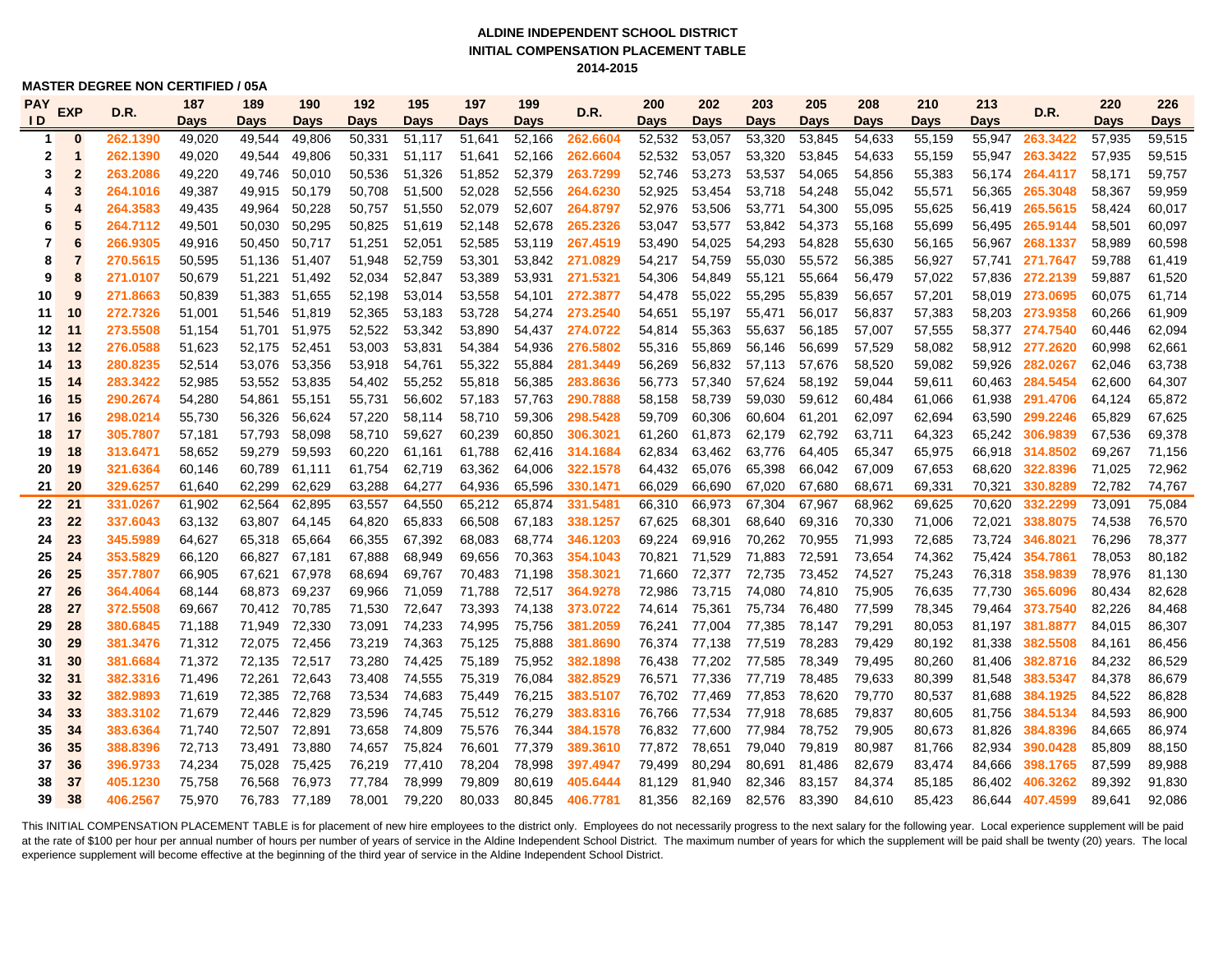# ALDINE INDEPENDENT SCHOOL DISTRICT
## INITIAL COMPENSATION PLACEMENT TABLE
### 2014-2015

**MASTER DEGREE NON CERTIFIED / 05A**

| PAY ID | EXP | D.R. | 187 Days | 189 Days | 190 Days | 192 Days | 195 Days | 197 Days | 199 Days | D.R. | 200 Days | 202 Days | 203 Days | 205 Days | 208 Days | 210 Days | 213 Days | D.R. | 220 Days | 226 Days |
|---|---|---|---|---|---|---|---|---|---|---|---|---|---|---|---|---|---|---|---|---|
| 1 | 0 | 262.1390 | 49,020 | 49,544 | 49,806 | 50,331 | 51,117 | 51,641 | 52,166 | 262.6604 | 52,532 | 53,057 | 53,320 | 53,845 | 54,633 | 55,159 | 55,947 | 263.3422 | 57,935 | 59,515 |
| 2 | 1 | 262.1390 | 49,020 | 49,544 | 49,806 | 50,331 | 51,117 | 51,641 | 52,166 | 262.6604 | 52,532 | 53,057 | 53,320 | 53,845 | 54,633 | 55,159 | 55,947 | 263.3422 | 57,935 | 59,515 |
| 3 | 2 | 263.2086 | 49,220 | 49,746 | 50,010 | 50,536 | 51,326 | 51,852 | 52,379 | 263.7299 | 52,746 | 53,273 | 53,537 | 54,065 | 54,856 | 55,383 | 56,174 | 264.4117 | 58,171 | 59,757 |
| 4 | 3 | 264.1016 | 49,387 | 49,915 | 50,179 | 50,708 | 51,500 | 52,028 | 52,556 | 264.6230 | 52,925 | 53,454 | 53,718 | 54,248 | 55,042 | 55,571 | 56,365 | 265.3048 | 58,367 | 59,959 |
| 5 | 4 | 264.3583 | 49,435 | 49,964 | 50,228 | 50,757 | 51,550 | 52,079 | 52,607 | 264.8797 | 52,976 | 53,506 | 53,771 | 54,300 | 55,095 | 55,625 | 56,419 | 265.5615 | 58,424 | 60,017 |
| 6 | 5 | 264.7112 | 49,501 | 50,030 | 50,295 | 50,825 | 51,619 | 52,148 | 52,678 | 265.2326 | 53,047 | 53,577 | 53,842 | 54,373 | 55,168 | 55,699 | 56,495 | 265.9144 | 58,501 | 60,097 |
| 7 | 6 | 266.9305 | 49,916 | 50,450 | 50,717 | 51,251 | 52,051 | 52,585 | 53,119 | 267.4519 | 53,490 | 54,025 | 54,293 | 54,828 | 55,630 | 56,165 | 56,967 | 268.1337 | 58,989 | 60,598 |
| 8 | 7 | 270.5615 | 50,595 | 51,136 | 51,407 | 51,948 | 52,759 | 53,301 | 53,842 | 271.0829 | 54,217 | 54,759 | 55,030 | 55,572 | 56,385 | 56,927 | 57,741 | 271.7647 | 59,788 | 61,419 |
| 9 | 8 | 271.0107 | 50,679 | 51,221 | 51,492 | 52,034 | 52,847 | 53,389 | 53,931 | 271.5321 | 54,306 | 54,849 | 55,121 | 55,664 | 56,479 | 57,022 | 57,836 | 272.2139 | 59,887 | 61,520 |
| 10 | 9 | 271.8663 | 50,839 | 51,383 | 51,655 | 52,198 | 53,014 | 53,558 | 54,101 | 272.3877 | 54,478 | 55,022 | 55,295 | 55,839 | 56,657 | 57,201 | 58,019 | 273.0695 | 60,075 | 61,714 |
| 11 | 10 | 272.7326 | 51,001 | 51,546 | 51,819 | 52,365 | 53,183 | 53,728 | 54,274 | 273.2540 | 54,651 | 55,197 | 55,471 | 56,017 | 56,837 | 57,383 | 58,203 | 273.9358 | 60,266 | 61,909 |
| 12 | 11 | 273.5508 | 51,154 | 51,701 | 51,975 | 52,522 | 53,342 | 53,890 | 54,437 | 274.0722 | 54,814 | 55,363 | 55,637 | 56,185 | 57,007 | 57,555 | 58,377 | 274.7540 | 60,446 | 62,094 |
| 13 | 12 | 276.0588 | 51,623 | 52,175 | 52,451 | 53,003 | 53,831 | 54,384 | 54,936 | 276.5802 | 55,316 | 55,869 | 56,146 | 56,699 | 57,529 | 58,082 | 58,912 | 277.2620 | 60,998 | 62,661 |
| 14 | 13 | 280.8235 | 52,514 | 53,076 | 53,356 | 53,918 | 54,761 | 55,322 | 55,884 | 281.3449 | 56,269 | 56,832 | 57,113 | 57,676 | 58,520 | 59,082 | 59,926 | 282.0267 | 62,046 | 63,738 |
| 15 | 14 | 283.3422 | 52,985 | 53,552 | 53,835 | 54,402 | 55,252 | 55,818 | 56,385 | 283.8636 | 56,773 | 57,340 | 57,624 | 58,192 | 59,044 | 59,611 | 60,463 | 284.5454 | 62,600 | 64,307 |
| 16 | 15 | 290.2674 | 54,280 | 54,861 | 55,151 | 55,731 | 56,602 | 57,183 | 57,763 | 290.7888 | 58,158 | 58,739 | 59,030 | 59,612 | 60,484 | 61,066 | 61,938 | 291.4706 | 64,124 | 65,872 |
| 17 | 16 | 298.0214 | 55,730 | 56,326 | 56,624 | 57,220 | 58,114 | 58,710 | 59,306 | 298.5428 | 59,709 | 60,306 | 60,604 | 61,201 | 62,097 | 62,694 | 63,590 | 299.2246 | 65,829 | 67,625 |
| 18 | 17 | 305.7807 | 57,181 | 57,793 | 58,098 | 58,710 | 59,627 | 60,239 | 60,850 | 306.3021 | 61,260 | 61,873 | 62,179 | 62,792 | 63,711 | 64,323 | 65,242 | 306.9839 | 67,536 | 69,378 |
| 19 | 18 | 313.6471 | 58,652 | 59,279 | 59,593 | 60,220 | 61,161 | 61,788 | 62,416 | 314.1684 | 62,834 | 63,462 | 63,776 | 64,405 | 65,347 | 65,975 | 66,918 | 314.8502 | 69,267 | 71,156 |
| 20 | 19 | 321.6364 | 60,146 | 60,789 | 61,111 | 61,754 | 62,719 | 63,362 | 64,006 | 322.1578 | 64,432 | 65,076 | 65,398 | 66,042 | 67,009 | 67,653 | 68,620 | 322.8396 | 71,025 | 72,962 |
| 21 | 20 | 329.6257 | 61,640 | 62,299 | 62,629 | 63,288 | 64,277 | 64,936 | 65,596 | 330.1471 | 66,029 | 66,690 | 67,020 | 67,680 | 68,671 | 69,331 | 70,321 | 330.8289 | 72,782 | 74,767 |
| 22 | 21 | 331.0267 | 61,902 | 62,564 | 62,895 | 63,557 | 64,550 | 65,212 | 65,874 | 331.5481 | 66,310 | 66,973 | 67,304 | 67,967 | 68,962 | 69,625 | 70,620 | 332.2299 | 73,091 | 75,084 |
| 23 | 22 | 337.6043 | 63,132 | 63,807 | 64,145 | 64,820 | 65,833 | 66,508 | 67,183 | 338.1257 | 67,625 | 68,301 | 68,640 | 69,316 | 70,330 | 71,006 | 72,021 | 338.8075 | 74,538 | 76,570 |
| 24 | 23 | 345.5989 | 64,627 | 65,318 | 65,664 | 66,355 | 67,392 | 68,083 | 68,774 | 346.1203 | 69,224 | 69,916 | 70,262 | 70,955 | 71,993 | 72,685 | 73,724 | 346.8021 | 76,296 | 78,377 |
| 25 | 24 | 353.5829 | 66,120 | 66,827 | 67,181 | 67,888 | 68,949 | 69,656 | 70,363 | 354.1043 | 70,821 | 71,529 | 71,883 | 72,591 | 73,654 | 74,362 | 75,424 | 354.7861 | 78,053 | 80,182 |
| 26 | 25 | 357.7807 | 66,905 | 67,621 | 67,978 | 68,694 | 69,767 | 70,483 | 71,198 | 358.3021 | 71,660 | 72,377 | 72,735 | 73,452 | 74,527 | 75,243 | 76,318 | 358.9839 | 78,976 | 81,130 |
| 27 | 26 | 364.4064 | 68,144 | 68,873 | 69,237 | 69,966 | 71,059 | 71,788 | 72,517 | 364.9278 | 72,986 | 73,715 | 74,080 | 74,810 | 75,905 | 76,635 | 77,730 | 365.6096 | 80,434 | 82,628 |
| 28 | 27 | 372.5508 | 69,667 | 70,412 | 70,785 | 71,530 | 72,647 | 73,393 | 74,138 | 373.0722 | 74,614 | 75,361 | 75,734 | 76,480 | 77,599 | 78,345 | 79,464 | 373.7540 | 82,226 | 84,468 |
| 29 | 28 | 380.6845 | 71,188 | 71,949 | 72,330 | 73,091 | 74,233 | 74,995 | 75,756 | 381.2059 | 76,241 | 77,004 | 77,385 | 78,147 | 79,291 | 80,053 | 81,197 | 381.8877 | 84,015 | 86,307 |
| 30 | 29 | 381.3476 | 71,312 | 72,075 | 72,456 | 73,219 | 74,363 | 75,125 | 75,888 | 381.8690 | 76,374 | 77,138 | 77,519 | 78,283 | 79,429 | 80,192 | 81,338 | 382.5508 | 84,161 | 86,456 |
| 31 | 30 | 381.6684 | 71,372 | 72,135 | 72,517 | 73,280 | 74,425 | 75,189 | 75,952 | 382.1898 | 76,438 | 77,202 | 77,585 | 78,349 | 79,495 | 80,260 | 81,406 | 382.8716 | 84,232 | 86,529 |
| 32 | 31 | 382.3316 | 71,496 | 72,261 | 72,643 | 73,408 | 74,555 | 75,319 | 76,084 | 382.8529 | 76,571 | 77,336 | 77,719 | 78,485 | 79,633 | 80,399 | 81,548 | 383.5347 | 84,378 | 86,679 |
| 33 | 32 | 382.9893 | 71,619 | 72,385 | 72,768 | 73,534 | 74,683 | 75,449 | 76,215 | 383.5107 | 76,702 | 77,469 | 77,853 | 78,620 | 79,770 | 80,537 | 81,688 | 384.1925 | 84,522 | 86,828 |
| 34 | 33 | 383.3102 | 71,679 | 72,446 | 72,829 | 73,596 | 74,745 | 75,512 | 76,279 | 383.8316 | 76,766 | 77,534 | 77,918 | 78,685 | 79,837 | 80,605 | 81,756 | 384.5134 | 84,593 | 86,900 |
| 35 | 34 | 383.6364 | 71,740 | 72,507 | 72,891 | 73,658 | 74,809 | 75,576 | 76,344 | 384.1578 | 76,832 | 77,600 | 77,984 | 78,752 | 79,905 | 80,673 | 81,826 | 384.8396 | 84,665 | 86,974 |
| 36 | 35 | 388.8396 | 72,713 | 73,491 | 73,880 | 74,657 | 75,824 | 76,601 | 77,379 | 389.3610 | 77,872 | 78,651 | 79,040 | 79,819 | 80,987 | 81,766 | 82,934 | 390.0428 | 85,809 | 88,150 |
| 37 | 36 | 396.9733 | 74,234 | 75,028 | 75,425 | 76,219 | 77,410 | 78,204 | 78,998 | 397.4947 | 79,499 | 80,294 | 80,691 | 81,486 | 82,679 | 83,474 | 84,666 | 398.1765 | 87,599 | 89,988 |
| 38 | 37 | 405.1230 | 75,758 | 76,568 | 76,973 | 77,784 | 78,999 | 79,809 | 80,619 | 405.6444 | 81,129 | 81,940 | 82,346 | 83,157 | 84,374 | 85,185 | 86,402 | 406.3262 | 89,392 | 91,830 |
| 39 | 38 | 406.2567 | 75,970 | 76,783 | 77,189 | 78,001 | 79,220 | 80,033 | 80,845 | 406.7781 | 81,356 | 82,169 | 82,576 | 83,390 | 84,610 | 85,423 | 86,644 | 407.4599 | 89,641 | 92,086 |

This INITIAL COMPENSATION PLACEMENT TABLE is for placement of new hire employees to the district only. Employees do not necessarily progress to the next salary for the following year. Local experience supplement will be paid at the rate of $100 per hour per annual number of hours per number of years of service in the Aldine Independent School District. The maximum number of years for which the supplement will be paid shall be twenty (20) years. The local experience supplement will become effective at the beginning of the third year of service in the Aldine Independent School District.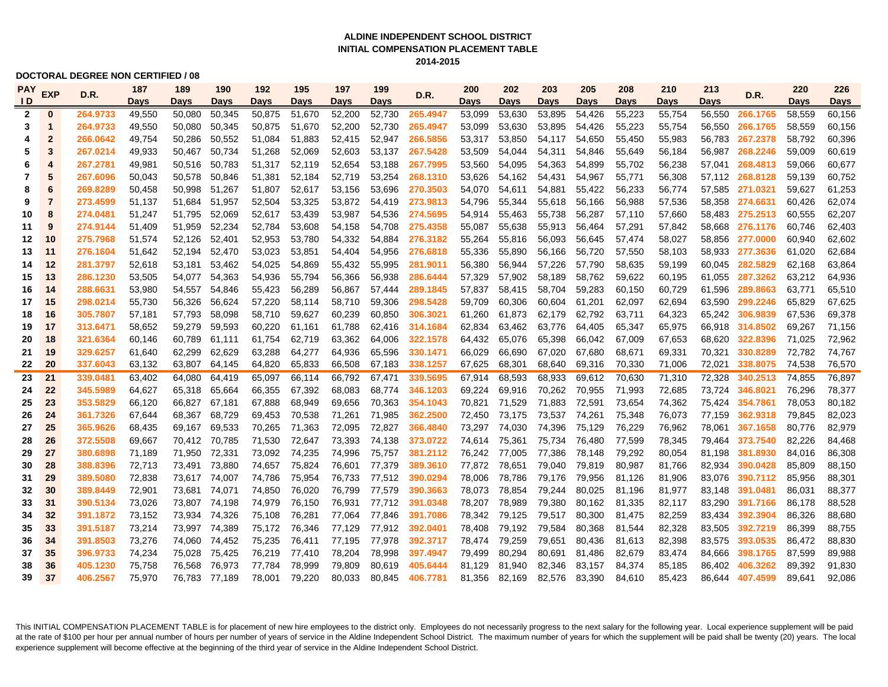**ALDINE INDEPENDENT SCHOOL DISTRICT**
**INITIAL COMPENSATION PLACEMENT TABLE**
**2014-2015**

**DOCTORAL DEGREE NON CERTIFIED / 08**

| PAY ID | EXP | D.R. | 187 Days | 189 Days | 190 Days | 192 Days | 195 Days | 197 Days | 199 Days | D.R. | 200 Days | 202 Days | 203 Days | 205 Days | 208 Days | 210 Days | 213 Days | D.R. | 220 Days | 226 Days |
|---|---|---|---|---|---|---|---|---|---|---|---|---|---|---|---|---|---|---|---|---|
| 2 | 0 | 264.9733 | 49,550 | 50,080 | 50,345 | 50,875 | 51,670 | 52,200 | 52,730 | 265.4947 | 53,099 | 53,630 | 53,895 | 54,426 | 55,223 | 55,754 | 56,550 | 266.1765 | 58,559 | 60,156 |
| 3 | 1 | 264.9733 | 49,550 | 50,080 | 50,345 | 50,875 | 51,670 | 52,200 | 52,730 | 265.4947 | 53,099 | 53,630 | 53,895 | 54,426 | 55,223 | 55,754 | 56,550 | 266.1765 | 58,559 | 60,156 |
| 4 | 2 | 266.0642 | 49,754 | 50,286 | 50,552 | 51,084 | 51,883 | 52,415 | 52,947 | 266.5856 | 53,317 | 53,850 | 54,117 | 54,650 | 55,450 | 55,983 | 56,783 | 267.2378 | 58,792 | 60,396 |
| 5 | 3 | 267.0214 | 49,933 | 50,467 | 50,734 | 51,268 | 52,069 | 52,603 | 53,137 | 267.5428 | 53,509 | 54,044 | 54,311 | 54,846 | 55,649 | 56,184 | 56,987 | 268.2246 | 59,009 | 60,619 |
| 6 | 4 | 267.2781 | 49,981 | 50,516 | 50,783 | 51,317 | 52,119 | 52,654 | 53,188 | 267.7995 | 53,560 | 54,095 | 54,363 | 54,899 | 55,702 | 56,238 | 57,041 | 268.4813 | 59,066 | 60,677 |
| 7 | 5 | 267.6096 | 50,043 | 50,578 | 50,846 | 51,381 | 52,184 | 52,719 | 53,254 | 268.1310 | 53,626 | 54,162 | 54,431 | 54,967 | 55,771 | 56,308 | 57,112 | 268.8128 | 59,139 | 60,752 |
| 8 | 6 | 269.8289 | 50,458 | 50,998 | 51,267 | 51,807 | 52,617 | 53,156 | 53,696 | 270.3503 | 54,070 | 54,611 | 54,881 | 55,422 | 56,233 | 56,774 | 57,585 | 271.0321 | 59,627 | 61,253 |
| 9 | 7 | 273.4599 | 51,137 | 51,684 | 51,957 | 52,504 | 53,325 | 53,872 | 54,419 | 273.9813 | 54,796 | 55,344 | 55,618 | 56,166 | 56,988 | 57,536 | 58,358 | 274.6631 | 60,426 | 62,074 |
| 10 | 8 | 274.0481 | 51,247 | 51,795 | 52,069 | 52,617 | 53,439 | 53,987 | 54,536 | 274.5695 | 54,914 | 55,463 | 55,738 | 56,287 | 57,110 | 57,660 | 58,483 | 275.2513 | 60,555 | 62,207 |
| 11 | 9 | 274.9144 | 51,409 | 51,959 | 52,234 | 52,784 | 53,608 | 54,158 | 54,708 | 275.4358 | 55,087 | 55,638 | 55,913 | 56,464 | 57,291 | 57,842 | 58,668 | 276.1176 | 60,746 | 62,403 |
| 12 | 10 | 275.7968 | 51,574 | 52,126 | 52,401 | 52,953 | 53,780 | 54,332 | 54,884 | 276.3182 | 55,264 | 55,816 | 56,093 | 56,645 | 57,474 | 58,027 | 58,856 | 277.0000 | 60,940 | 62,602 |
| 13 | 11 | 276.1604 | 51,642 | 52,194 | 52,470 | 53,023 | 53,851 | 54,404 | 54,956 | 276.6818 | 55,336 | 55,890 | 56,166 | 56,720 | 57,550 | 58,103 | 58,933 | 277.3636 | 61,020 | 62,684 |
| 14 | 12 | 281.3797 | 52,618 | 53,181 | 53,462 | 54,025 | 54,869 | 55,432 | 55,995 | 281.9011 | 56,380 | 56,944 | 57,226 | 57,790 | 58,635 | 59,199 | 60,045 | 282.5829 | 62,168 | 63,864 |
| 15 | 13 | 286.1230 | 53,505 | 54,077 | 54,363 | 54,936 | 55,794 | 56,366 | 56,938 | 286.6444 | 57,329 | 57,902 | 58,189 | 58,762 | 59,622 | 60,195 | 61,055 | 287.3262 | 63,212 | 64,936 |
| 16 | 14 | 288.6631 | 53,980 | 54,557 | 54,846 | 55,423 | 56,289 | 56,867 | 57,444 | 289.1845 | 57,837 | 58,415 | 58,704 | 59,283 | 60,150 | 60,729 | 61,596 | 289.8663 | 63,771 | 65,510 |
| 17 | 15 | 298.0214 | 55,730 | 56,326 | 56,624 | 57,220 | 58,114 | 58,710 | 59,306 | 298.5428 | 59,709 | 60,306 | 60,604 | 61,201 | 62,097 | 62,694 | 63,590 | 299.2246 | 65,829 | 67,625 |
| 18 | 16 | 305.7807 | 57,181 | 57,793 | 58,098 | 58,710 | 59,627 | 60,239 | 60,850 | 306.3021 | 61,260 | 61,873 | 62,179 | 62,792 | 63,711 | 64,323 | 65,242 | 306.9839 | 67,536 | 69,378 |
| 19 | 17 | 313.6471 | 58,652 | 59,279 | 59,593 | 60,220 | 61,161 | 61,788 | 62,416 | 314.1684 | 62,834 | 63,462 | 63,776 | 64,405 | 65,347 | 65,975 | 66,918 | 314.8502 | 69,267 | 71,156 |
| 20 | 18 | 321.6364 | 60,146 | 60,789 | 61,111 | 61,754 | 62,719 | 63,362 | 64,006 | 322.1578 | 64,432 | 65,076 | 65,398 | 66,042 | 67,009 | 67,653 | 68,620 | 322.8396 | 71,025 | 72,962 |
| 21 | 19 | 329.6257 | 61,640 | 62,299 | 62,629 | 63,288 | 64,277 | 64,936 | 65,596 | 330.1471 | 66,029 | 66,690 | 67,020 | 67,680 | 68,671 | 69,331 | 70,321 | 330.8289 | 72,782 | 74,767 |
| 22 | 20 | 337.6043 | 63,132 | 63,807 | 64,145 | 64,820 | 65,833 | 66,508 | 67,183 | 338.1257 | 67,625 | 68,301 | 68,640 | 69,316 | 70,330 | 71,006 | 72,021 | 338.8075 | 74,538 | 76,570 |
| 23 | 21 | 339.0481 | 63,402 | 64,080 | 64,419 | 65,097 | 66,114 | 66,792 | 67,471 | 339.5695 | 67,914 | 68,593 | 68,933 | 69,612 | 70,630 | 71,310 | 72,328 | 340.2513 | 74,855 | 76,897 |
| 24 | 22 | 345.5989 | 64,627 | 65,318 | 65,664 | 66,355 | 67,392 | 68,083 | 68,774 | 346.1203 | 69,224 | 69,916 | 70,262 | 70,955 | 71,993 | 72,685 | 73,724 | 346.8021 | 76,296 | 78,377 |
| 25 | 23 | 353.5829 | 66,120 | 66,827 | 67,181 | 67,888 | 68,949 | 69,656 | 70,363 | 354.1043 | 70,821 | 71,529 | 71,883 | 72,591 | 73,654 | 74,362 | 75,424 | 354.7861 | 78,053 | 80,182 |
| 26 | 24 | 361.7326 | 67,644 | 68,367 | 68,729 | 69,453 | 70,538 | 71,261 | 71,985 | 362.2500 | 72,450 | 73,175 | 73,537 | 74,261 | 75,348 | 76,073 | 77,159 | 362.9318 | 79,845 | 82,023 |
| 27 | 25 | 365.9626 | 68,435 | 69,167 | 69,533 | 70,265 | 71,363 | 72,095 | 72,827 | 366.4840 | 73,297 | 74,030 | 74,396 | 75,129 | 76,229 | 76,962 | 78,061 | 367.1658 | 80,776 | 82,979 |
| 28 | 26 | 372.5508 | 69,667 | 70,412 | 70,785 | 71,530 | 72,647 | 73,393 | 74,138 | 373.0722 | 74,614 | 75,361 | 75,734 | 76,480 | 77,599 | 78,345 | 79,464 | 373.7540 | 82,226 | 84,468 |
| 29 | 27 | 380.6898 | 71,189 | 71,950 | 72,331 | 73,092 | 74,235 | 74,996 | 75,757 | 381.2112 | 76,242 | 77,005 | 77,386 | 78,148 | 79,292 | 80,054 | 81,198 | 381.8930 | 84,016 | 86,308 |
| 30 | 28 | 388.8396 | 72,713 | 73,491 | 73,880 | 74,657 | 75,824 | 76,601 | 77,379 | 389.3610 | 77,872 | 78,651 | 79,040 | 79,819 | 80,987 | 81,766 | 82,934 | 390.0428 | 85,809 | 88,150 |
| 31 | 29 | 389.5080 | 72,838 | 73,617 | 74,007 | 74,786 | 75,954 | 76,733 | 77,512 | 390.0294 | 78,006 | 78,786 | 79,176 | 79,956 | 81,126 | 81,906 | 83,076 | 390.7112 | 85,956 | 88,301 |
| 32 | 30 | 389.8449 | 72,901 | 73,681 | 74,071 | 74,850 | 76,020 | 76,799 | 77,579 | 390.3663 | 78,073 | 78,854 | 79,244 | 80,025 | 81,196 | 81,977 | 83,148 | 391.0481 | 86,031 | 88,377 |
| 33 | 31 | 390.5134 | 73,026 | 73,807 | 74,198 | 74,979 | 76,150 | 76,931 | 77,712 | 391.0348 | 78,207 | 78,989 | 79,380 | 80,162 | 81,335 | 82,117 | 83,290 | 391.7166 | 86,178 | 88,528 |
| 34 | 32 | 391.1872 | 73,152 | 73,934 | 74,326 | 75,108 | 76,281 | 77,064 | 77,846 | 391.7086 | 78,342 | 79,125 | 79,517 | 80,300 | 81,475 | 82,259 | 83,434 | 392.3904 | 86,326 | 88,680 |
| 35 | 33 | 391.5187 | 73,214 | 73,997 | 74,389 | 75,172 | 76,346 | 77,129 | 77,912 | 392.0401 | 78,408 | 79,192 | 79,584 | 80,368 | 81,544 | 82,328 | 83,505 | 392.7219 | 86,399 | 88,755 |
| 36 | 34 | 391.8503 | 73,276 | 74,060 | 74,452 | 75,235 | 76,411 | 77,195 | 77,978 | 392.3717 | 78,474 | 79,259 | 79,651 | 80,436 | 81,613 | 82,398 | 83,575 | 393.0535 | 86,472 | 88,830 |
| 37 | 35 | 396.9733 | 74,234 | 75,028 | 75,425 | 76,219 | 77,410 | 78,204 | 78,998 | 397.4947 | 79,499 | 80,294 | 80,691 | 81,486 | 82,679 | 83,474 | 84,666 | 398.1765 | 87,599 | 89,988 |
| 38 | 36 | 405.1230 | 75,758 | 76,568 | 76,973 | 77,784 | 78,999 | 79,809 | 80,619 | 405.6444 | 81,129 | 81,940 | 82,346 | 83,157 | 84,374 | 85,185 | 86,402 | 406.3262 | 89,392 | 91,830 |
| 39 | 37 | 406.2567 | 75,970 | 76,783 | 77,189 | 78,001 | 79,220 | 80,033 | 80,845 | 406.7781 | 81,356 | 82,169 | 82,576 | 83,390 | 84,610 | 85,423 | 86,644 | 407.4599 | 89,641 | 92,086 |

This INITIAL COMPENSATION PLACEMENT TABLE is for placement of new hire employees to the district only. Employees do not necessarily progress to the next salary for the following year. Local experience supplement will be paid at the rate of $100 per hour per annual number of hours per number of years of service in the Aldine Independent School District. The maximum number of years for which the supplement will be paid shall be twenty (20) years. The local experience supplement will become effective at the beginning of the third year of service in the Aldine Independent School District.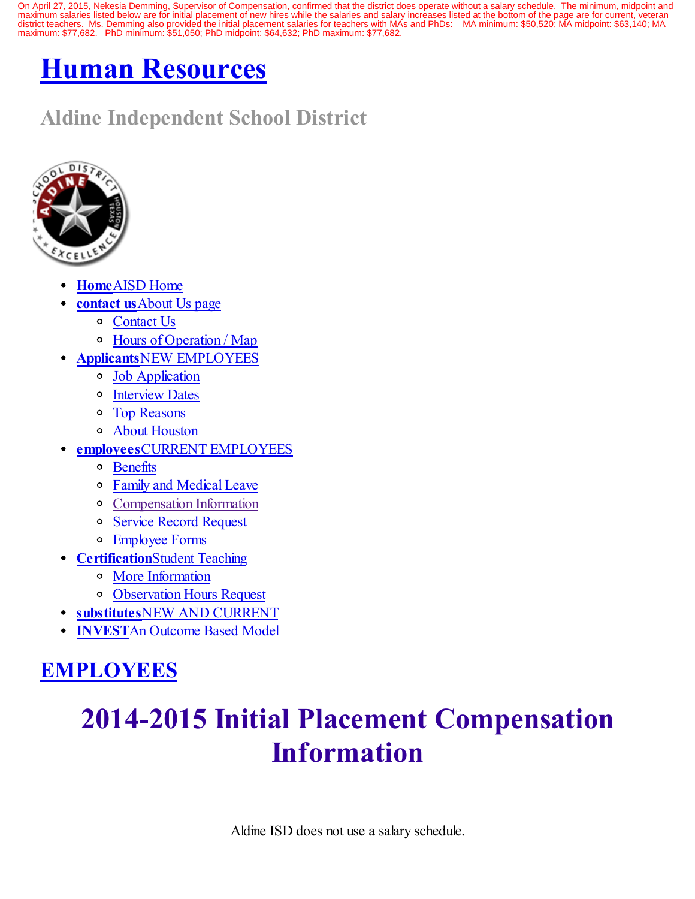On April 27, 2015, Nekesia Demming, Supervisor of Compensation, confirmed that the district does operate without a salary schedule. The minimum, midpoint and maximum salaries listed below are for initial placement of new hires while the salaries and salary increases listed at the bottom of the page are for current, veteran district teachers. Ms. Demming also provided the initial placement salaries for teachers with MAs and PhDs: MA minimum: $50,520; MA midpoint: $63,140; MA maximum: $77,682. PhD minimum: $51,050; PhD midpoint: $64,632; PhD maximum: $77,682.

# Human Resources

## Aldine Independent School District

- **Home** AISD Home
- **contact us** About Us page
  - Contact Us
  - Hours of Operation / Map
- **Applicants** NEW EMPLOYEES
  - Job Application
  - Interview Dates
  - Top Reasons
  - About Houston
- **employees** CURRENT EMPLOYEES
  - Benefits
  - Family and Medical Leave
  - Compensation Information
  - Service Record Request
  - Employee Forms
- **Certification** Student Teaching
  - More Information
  - Observation Hours Request
- **substitutes** NEW AND CURRENT
- **INVEST** An Outcome Based Model

# EMPLOYEES

## 2014-2015 Initial Placement Compensation Information

Aldine ISD does not use a salary schedule.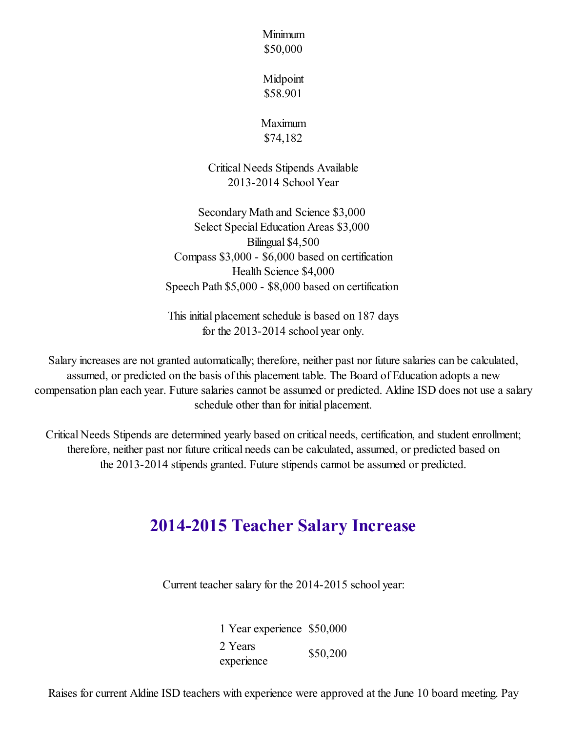Minimum
$50,000

Midpoint
$58.901

Maximum
$74,182

Critical Needs Stipends Available
2013-2014 School Year

Secondary Math and Science $3,000
Select Special Education Areas $3,000
Bilingual $4,500
Compass $3,000 - $6,000 based on certification
Health Science $4,000
Speech Path $5,000 - $8,000 based on certification

This initial placement schedule is based on 187 days for the 2013-2014 school year only.

Salary increases are not granted automatically; therefore, neither past nor future salaries can be calculated, assumed, or predicted on the basis of this placement table. The Board of Education adopts a new compensation plan each year. Future salaries cannot be assumed or predicted. Aldine ISD does not use a salary schedule other than for initial placement.

Critical Needs Stipends are determined yearly based on critical needs, certification, and student enrollment; therefore, neither past nor future critical needs can be calculated, assumed, or predicted based on the 2013-2014 stipends granted. Future stipends cannot be assumed or predicted.

## 2014-2015 Teacher Salary Increase

Current teacher salary for the 2014-2015 school year:

| | |
|---|---|
| 1 Year experience | $50,000 |
| 2 Years experience | $50,200 |

Raises for current Aldine ISD teachers with experience were approved at the June 10 board meeting. Pay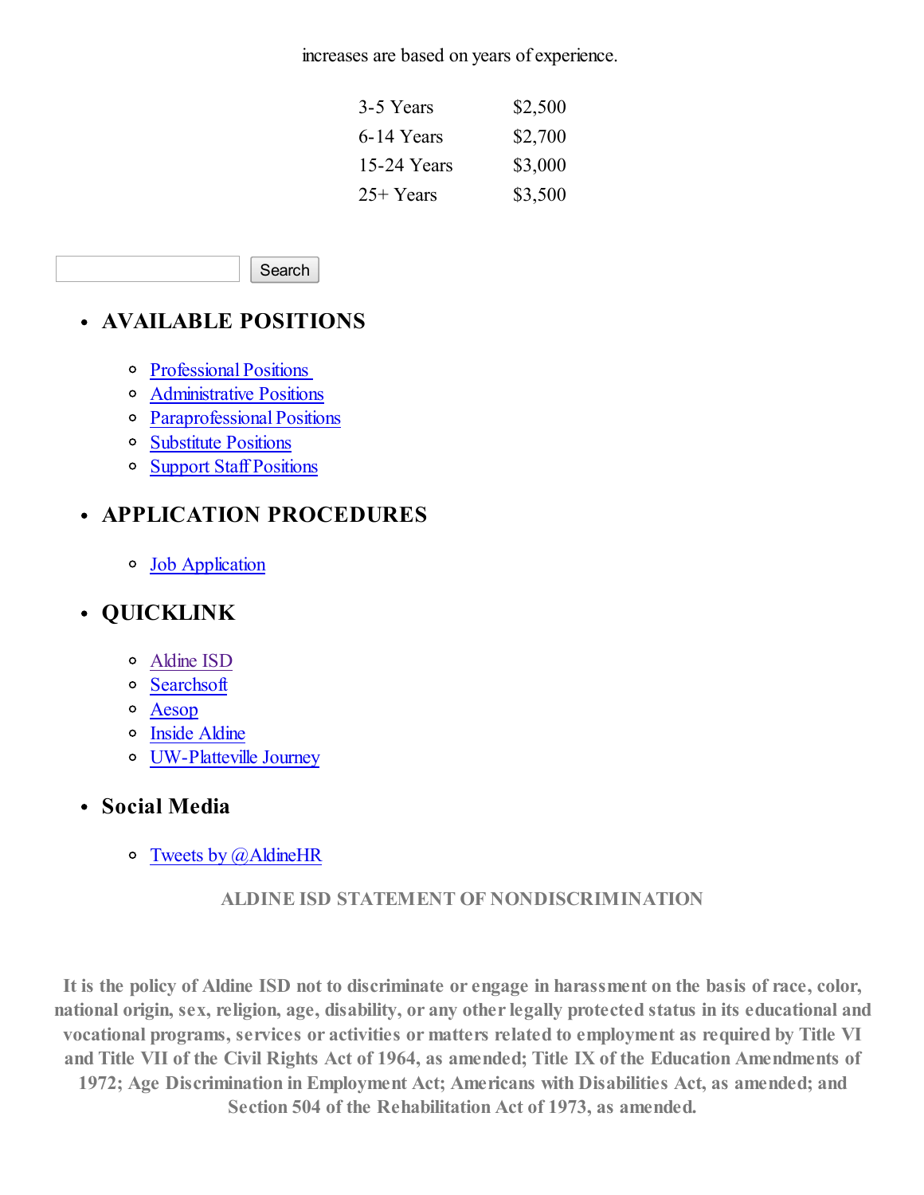increases are based on years of experience.

| | |
|---|---|
| 3-5 Years | $2,500 |
| 6-14 Years | $2,700 |
| 15-24 Years | $3,000 |
| 25+ Years | $3,500 |

Search

- **AVAILABLE POSITIONS**
  - Professional Positions
  - Administrative Positions
  - Paraprofessional Positions
  - Substitute Positions
  - Support Staff Positions
- **APPLICATION PROCEDURES**
  - Job Application
- **QUICKLINK**
  - Aldine ISD
  - Searchsoft
  - Aesop
  - Inside Aldine
  - UW-Platteville Journey
- **Social Media**
  - Tweets by @AldineHR

**ALDINE ISD STATEMENT OF NONDISCRIMINATION**

**It is the policy of Aldine ISD not to discriminate or engage in harassment on the basis of race, color, national origin, sex, religion, age, disability, or any other legally protected status in its educational and vocational programs, services or activities or matters related to employment as required by Title VI and Title VII of the Civil Rights Act of 1964, as amended; Title IX of the Education Amendments of 1972; Age Discrimination in Employment Act; Americans with Disabilities Act, as amended; and Section 504 of the Rehabilitation Act of 1973, as amended.**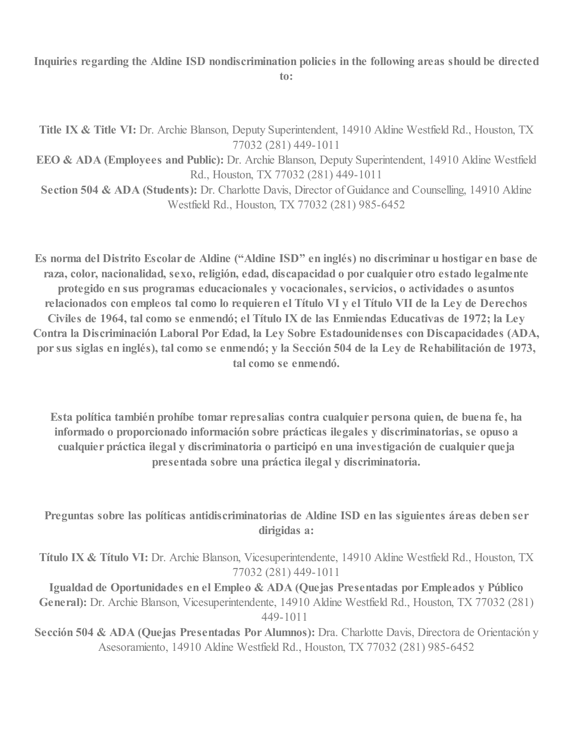**Inquiries regarding the Aldine ISD nondiscrimination policies in the following areas should be directed to:**

**Title IX & Title VI:** Dr. Archie Blanson, Deputy Superintendent, 14910 Aldine Westfield Rd., Houston, TX 77032 (281) 449-1011
**EEO & ADA (Employees and Public):** Dr. Archie Blanson, Deputy Superintendent, 14910 Aldine Westfield Rd., Houston, TX 77032 (281) 449-1011
**Section 504 & ADA (Students):** Dr. Charlotte Davis, Director of Guidance and Counselling, 14910 Aldine Westfield Rd., Houston, TX 77032 (281) 985-6452

**Es norma del Distrito Escolar de Aldine ("Aldine ISD" en inglés) no discriminar u hostigar en base de raza, color, nacionalidad, sexo, religión, edad, discapacidad o por cualquier otro estado legalmente protegido en sus programas educacionales y vocacionales, servicios, o actividades o asuntos relacionados con empleos tal como lo requieren el Título VI y el Título VII de la Ley de Derechos Civiles de 1964, tal como se enmendó; el Título IX de las Enmiendas Educativas de 1972; la Ley Contra la Discriminación Laboral Por Edad, la Ley Sobre Estadounidenses con Discapacidades (ADA, por sus siglas en inglés), tal como se enmendó; y la Sección 504 de la Ley de Rehabilitación de 1973, tal como se enmendó.**

**Esta política también prohíbe tomar represalias contra cualquier persona quien, de buena fe, ha informado o proporcionado información sobre prácticas ilegales y discriminatorias, se opuso a cualquier práctica ilegal y discriminatoria o participó en una investigación de cualquier queja presentada sobre una práctica ilegal y discriminatoria.**

**Preguntas sobre las políticas antidiscriminatorias de Aldine ISD en las siguientes áreas deben ser dirigidas a:**

**Título IX & Título VI:** Dr. Archie Blanson, Vicesuperintendente, 14910 Aldine Westfield Rd., Houston, TX 77032 (281) 449-1011
**Igualdad de Oportunidades en el Empleo & ADA (Quejas Presentadas por Empleados y Público General):** Dr. Archie Blanson, Vicesuperintendente, 14910 Aldine Westfield Rd., Houston, TX 77032 (281) 449-1011
**Sección 504 & ADA (Quejas Presentadas Por Alumnos):** Dra. Charlotte Davis, Directora de Orientación y Asesoramiento, 14910 Aldine Westfield Rd., Houston, TX 77032 (281) 985-6452